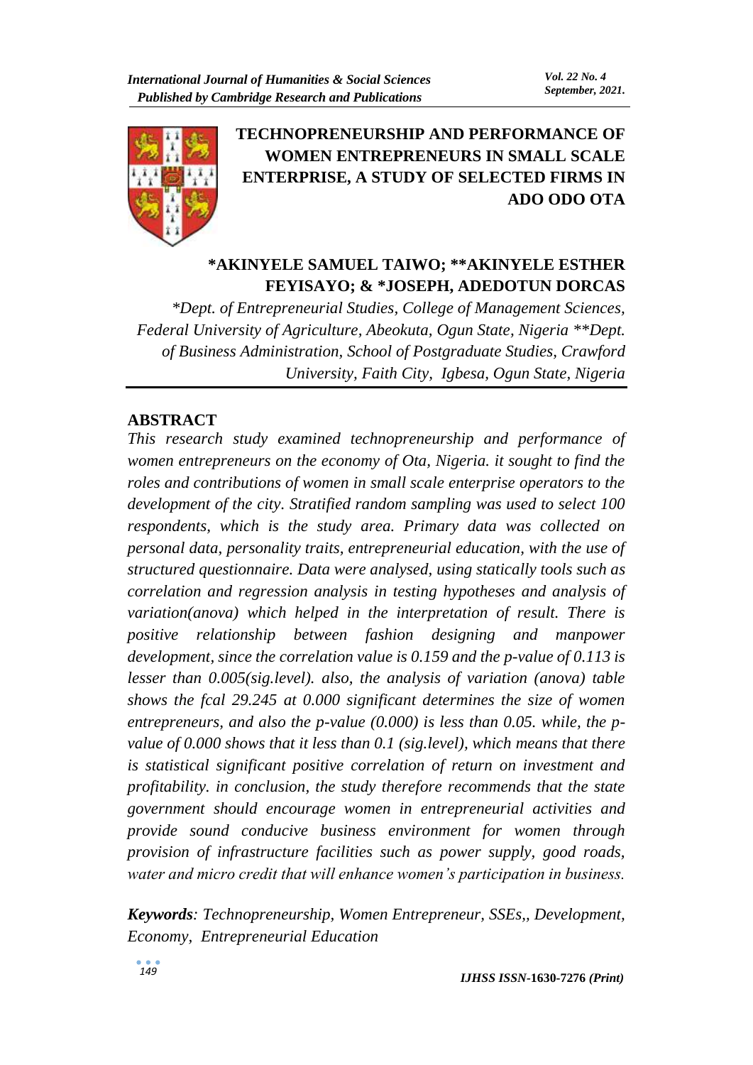# TECHNOPRENEURSHIP AND PERFORMANCE OF WOMEN ENTREPRENEURS IN SMALL SCALE ENTERPRISE, A STUDY OF SELECTED FIRMS IN ADO ODO OTA

**\*AKINYELE SAMUEL TAIWO; \*\*AKINYELE ESTHER FEYISAYO; & \*JOSEPH, ADEDOTUN DORCAS**

*\*Dept. of Entrepreneurial Studies, College of Management Sciences, Federal University of Agriculture, Abeokuta, Ogun State, Nigeria \*\*Dept. of Business Administration, School of Postgraduate Studies, Crawford University, Faith City, Igbesa, Ogun State, Nigeria*

## ABSTRACT

*This research study examined technopreneurship and performance of women entrepreneurs on the economy of Ota, Nigeria. it sought to find the roles and contributions of women in small scale enterprise operators to the development of the city. Stratified random sampling was used to select 100 respondents, which is the study area. Primary data was collected on personal data, personality traits, entrepreneurial education, with the use of structured questionnaire. Data were analysed, using statically tools such as correlation and regression analysis in testing hypotheses and analysis of variation(anova) which helped in the interpretation of result. There is positive relationship between fashion designing and manpower development, since the correlation value is 0.159 and the p-value of 0.113 is lesser than 0.005(sig.level). also, the analysis of variation (anova) table shows the fcal 29.245 at 0.000 significant determines the size of women entrepreneurs, and also the p-value (0.000) is less than 0.05. while, the p-value of 0.000 shows that it less than 0.1 (sig.level), which means that there is statistical significant positive correlation of return on investment and profitability. in conclusion, the study therefore recommends that the state government should encourage women in entrepreneurial activities and provide sound conducive business environment for women through provision of infrastructure facilities such as power supply, good roads, water and micro credit that will enhance women's participation in business.*

***Keywords**: Technopreneurship, Women Entrepreneur, SSEs,, Development, Economy, Entrepreneurial Education*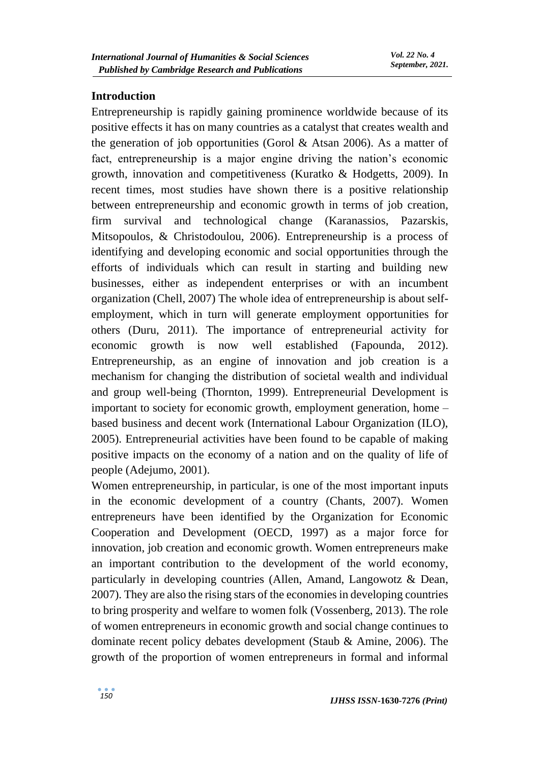## Introduction

Entrepreneurship is rapidly gaining prominence worldwide because of its positive effects it has on many countries as a catalyst that creates wealth and the generation of job opportunities (Gorol & Atsan 2006). As a matter of fact, entrepreneurship is a major engine driving the nation's economic growth, innovation and competitiveness (Kuratko & Hodgetts, 2009). In recent times, most studies have shown there is a positive relationship between entrepreneurship and economic growth in terms of job creation, firm survival and technological change (Karanassios, Pazarskis, Mitsopoulos, & Christodoulou, 2006). Entrepreneurship is a process of identifying and developing economic and social opportunities through the efforts of individuals which can result in starting and building new businesses, either as independent enterprises or with an incumbent organization (Chell, 2007) The whole idea of entrepreneurship is about self-employment, which in turn will generate employment opportunities for others (Duru, 2011). The importance of entrepreneurial activity for economic growth is now well established (Fapounda, 2012). Entrepreneurship, as an engine of innovation and job creation is a mechanism for changing the distribution of societal wealth and individual and group well-being (Thornton, 1999). Entrepreneurial Development is important to society for economic growth, employment generation, home – based business and decent work (International Labour Organization (ILO), 2005). Entrepreneurial activities have been found to be capable of making positive impacts on the economy of a nation and on the quality of life of people (Adejumo, 2001).

Women entrepreneurship, in particular, is one of the most important inputs in the economic development of a country (Chants, 2007). Women entrepreneurs have been identified by the Organization for Economic Cooperation and Development (OECD, 1997) as a major force for innovation, job creation and economic growth. Women entrepreneurs make an important contribution to the development of the world economy, particularly in developing countries (Allen, Amand, Langowotz & Dean, 2007). They are also the rising stars of the economies in developing countries to bring prosperity and welfare to women folk (Vossenberg, 2013). The role of women entrepreneurs in economic growth and social change continues to dominate recent policy debates development (Staub & Amine, 2006). The growth of the proportion of women entrepreneurs in formal and informal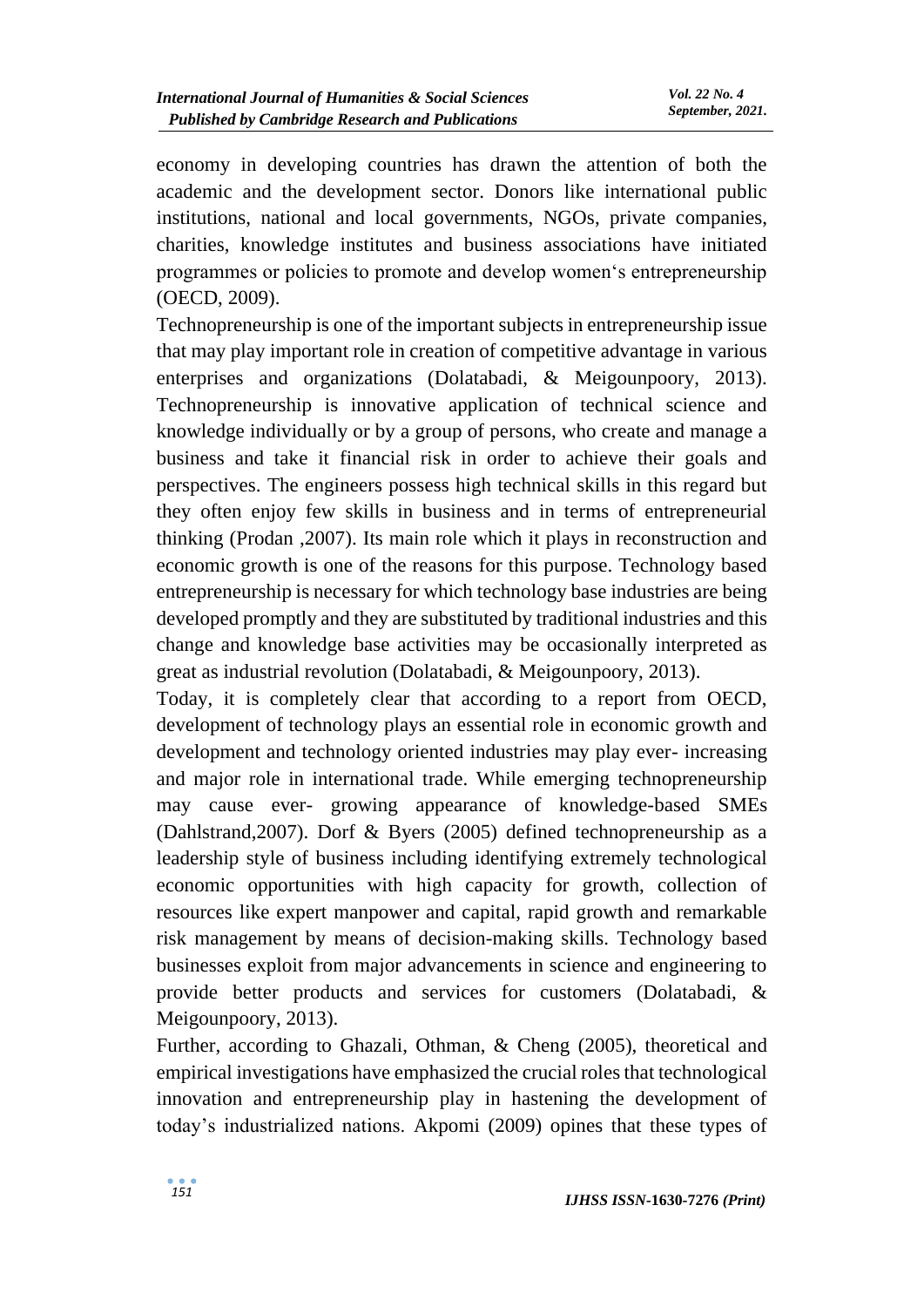economy in developing countries has drawn the attention of both the academic and the development sector. Donors like international public institutions, national and local governments, NGOs, private companies, charities, knowledge institutes and business associations have initiated programmes or policies to promote and develop women's entrepreneurship (OECD, 2009).

Technopreneurship is one of the important subjects in entrepreneurship issue that may play important role in creation of competitive advantage in various enterprises and organizations (Dolatabadi, & Meigounpoory, 2013). Technopreneurship is innovative application of technical science and knowledge individually or by a group of persons, who create and manage a business and take it financial risk in order to achieve their goals and perspectives. The engineers possess high technical skills in this regard but they often enjoy few skills in business and in terms of entrepreneurial thinking (Prodan ,2007). Its main role which it plays in reconstruction and economic growth is one of the reasons for this purpose. Technology based entrepreneurship is necessary for which technology base industries are being developed promptly and they are substituted by traditional industries and this change and knowledge base activities may be occasionally interpreted as great as industrial revolution (Dolatabadi, & Meigounpoory, 2013).

Today, it is completely clear that according to a report from OECD, development of technology plays an essential role in economic growth and development and technology oriented industries may play ever- increasing and major role in international trade. While emerging technopreneurship may cause ever- growing appearance of knowledge-based SMEs (Dahlstrand,2007). Dorf & Byers (2005) defined technopreneurship as a leadership style of business including identifying extremely technological economic opportunities with high capacity for growth, collection of resources like expert manpower and capital, rapid growth and remarkable risk management by means of decision-making skills. Technology based businesses exploit from major advancements in science and engineering to provide better products and services for customers (Dolatabadi, & Meigounpoory, 2013).

Further, according to Ghazali, Othman, & Cheng (2005), theoretical and empirical investigations have emphasized the crucial roles that technological innovation and entrepreneurship play in hastening the development of today's industrialized nations. Akpomi (2009) opines that these types of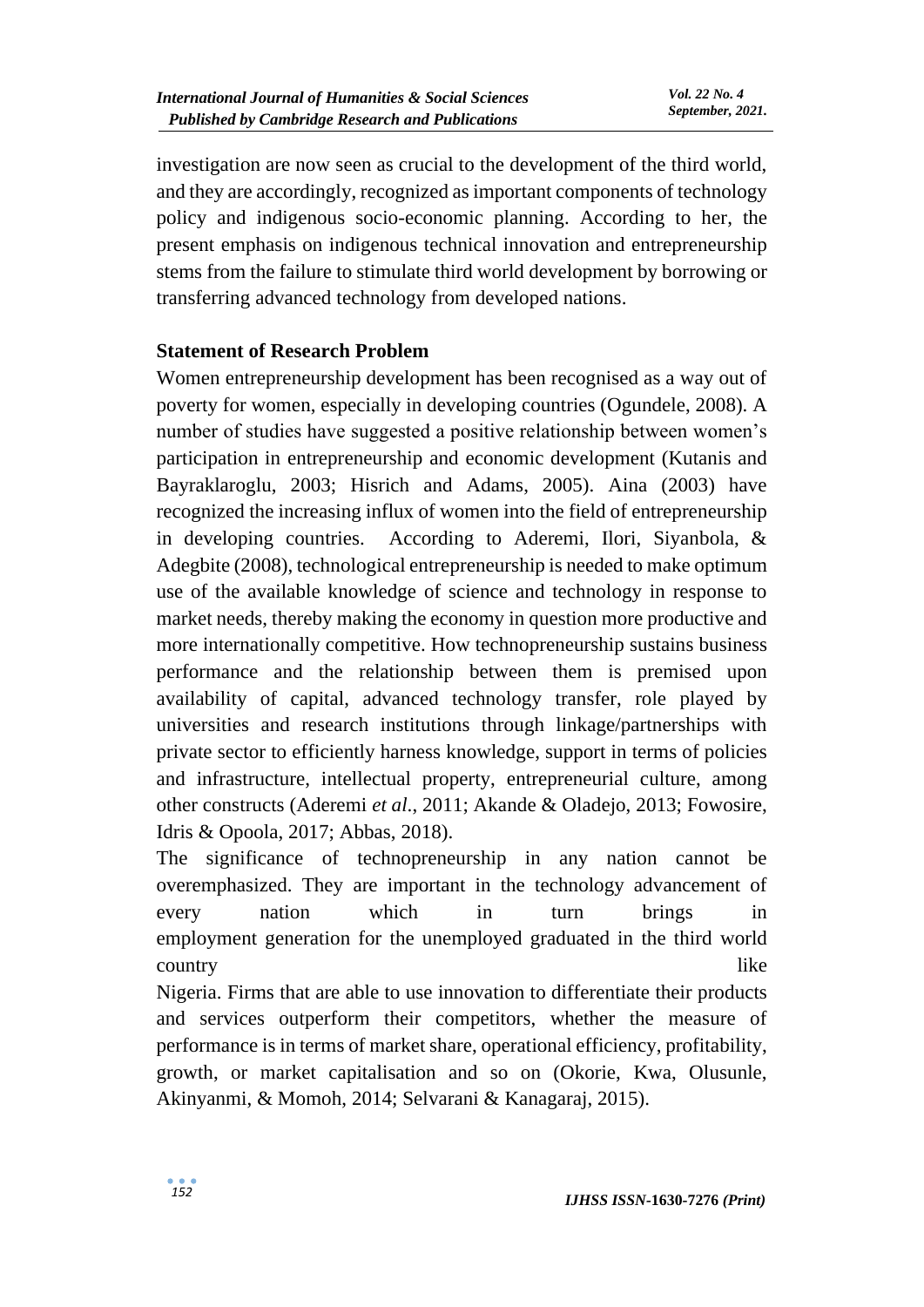investigation are now seen as crucial to the development of the third world, and they are accordingly, recognized as important components of technology policy and indigenous socio-economic planning. According to her, the present emphasis on indigenous technical innovation and entrepreneurship stems from the failure to stimulate third world development by borrowing or transferring advanced technology from developed nations.

## Statement of Research Problem

Women entrepreneurship development has been recognised as a way out of poverty for women, especially in developing countries (Ogundele, 2008). A number of studies have suggested a positive relationship between women's participation in entrepreneurship and economic development (Kutanis and Bayraklaroglu, 2003; Hisrich and Adams, 2005). Aina (2003) have recognized the increasing influx of women into the field of entrepreneurship in developing countries. According to Aderemi, Ilori, Siyanbola, & Adegbite (2008), technological entrepreneurship is needed to make optimum use of the available knowledge of science and technology in response to market needs, thereby making the economy in question more productive and more internationally competitive. How technopreneurship sustains business performance and the relationship between them is premised upon availability of capital, advanced technology transfer, role played by universities and research institutions through linkage/partnerships with private sector to efficiently harness knowledge, support in terms of policies and infrastructure, intellectual property, entrepreneurial culture, among other constructs (Aderemi *et al*., 2011; Akande & Oladejo, 2013; Fowosire, Idris & Opoola, 2017; Abbas, 2018).

The significance of technopreneurship in any nation cannot be overemphasized. They are important in the technology advancement of every nation which in turn brings in employment generation for the unemployed graduated in the third world country like Nigeria. Firms that are able to use innovation to differentiate their products and services outperform their competitors, whether the measure of performance is in terms of market share, operational efficiency, profitability, growth, or market capitalisation and so on (Okorie, Kwa, Olusunle, Akinyanmi, & Momoh, 2014; Selvarani & Kanagaraj, 2015).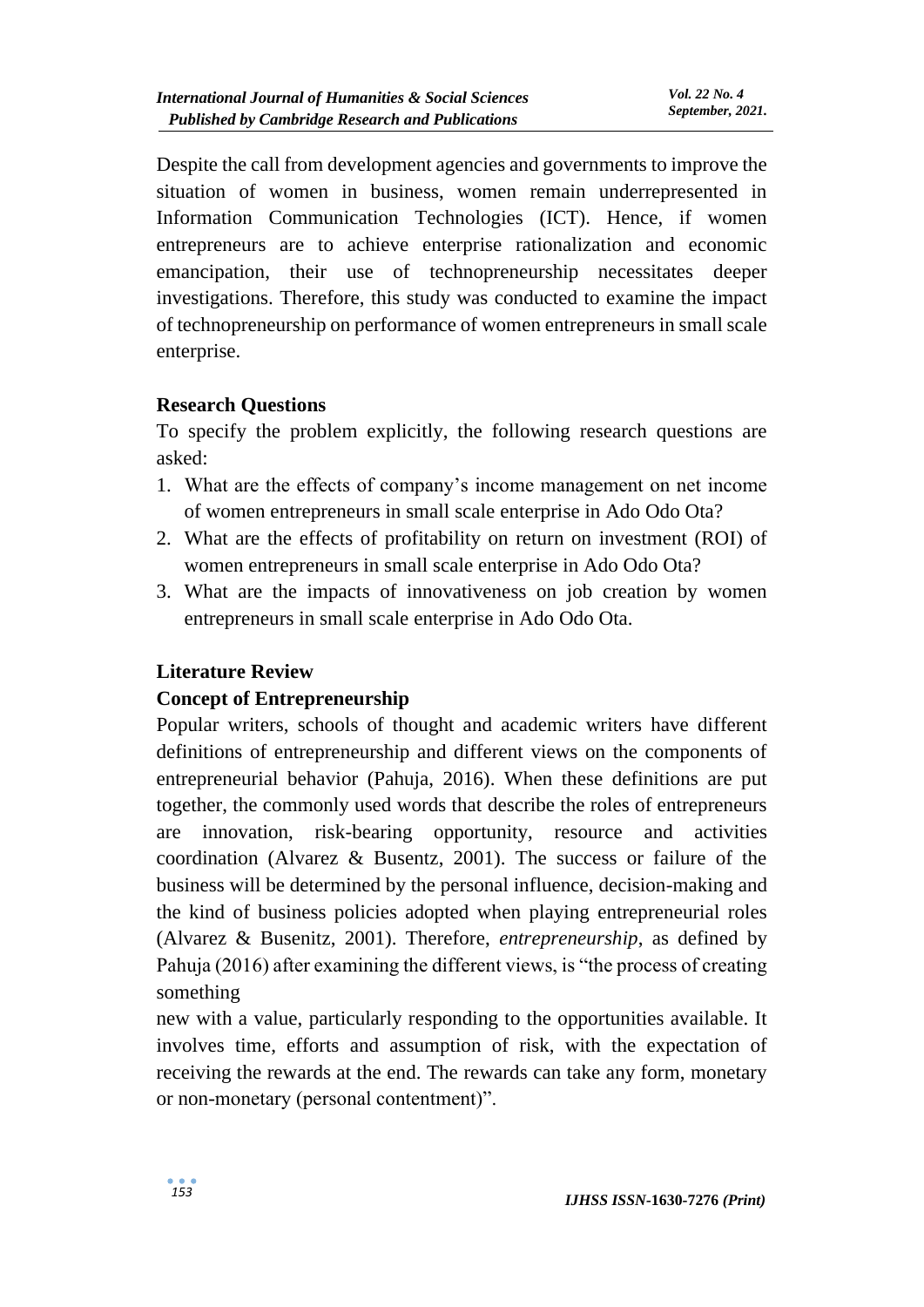Despite the call from development agencies and governments to improve the situation of women in business, women remain underrepresented in Information Communication Technologies (ICT). Hence, if women entrepreneurs are to achieve enterprise rationalization and economic emancipation, their use of technopreneurship necessitates deeper investigations. Therefore, this study was conducted to examine the impact of technopreneurship on performance of women entrepreneurs in small scale enterprise.

## Research Questions

To specify the problem explicitly, the following research questions are asked:

1. What are the effects of company's income management on net income of women entrepreneurs in small scale enterprise in Ado Odo Ota?
2. What are the effects of profitability on return on investment (ROI) of women entrepreneurs in small scale enterprise in Ado Odo Ota?
3. What are the impacts of innovativeness on job creation by women entrepreneurs in small scale enterprise in Ado Odo Ota.

## Literature Review

### Concept of Entrepreneurship

Popular writers, schools of thought and academic writers have different definitions of entrepreneurship and different views on the components of entrepreneurial behavior (Pahuja, 2016). When these definitions are put together, the commonly used words that describe the roles of entrepreneurs are innovation, risk-bearing opportunity, resource and activities coordination (Alvarez & Busentz, 2001). The success or failure of the business will be determined by the personal influence, decision-making and the kind of business policies adopted when playing entrepreneurial roles (Alvarez & Busenitz, 2001). Therefore, *entrepreneurship*, as defined by Pahuja (2016) after examining the different views, is "the process of creating something new with a value, particularly responding to the opportunities available. It involves time, efforts and assumption of risk, with the expectation of receiving the rewards at the end. The rewards can take any form, monetary or non-monetary (personal contentment)".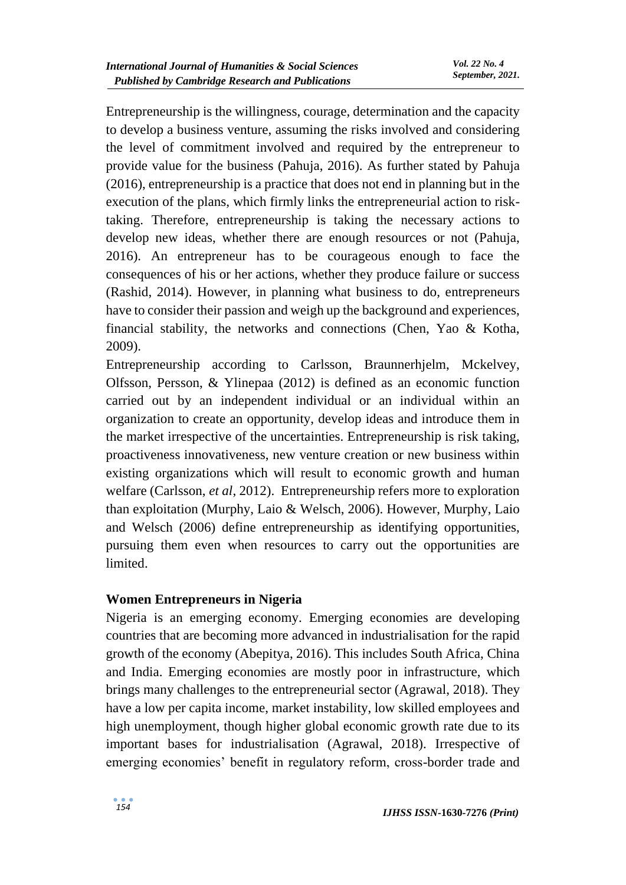Entrepreneurship is the willingness, courage, determination and the capacity to develop a business venture, assuming the risks involved and considering the level of commitment involved and required by the entrepreneur to provide value for the business (Pahuja, 2016). As further stated by Pahuja (2016), entrepreneurship is a practice that does not end in planning but in the execution of the plans, which firmly links the entrepreneurial action to risk-taking. Therefore, entrepreneurship is taking the necessary actions to develop new ideas, whether there are enough resources or not (Pahuja, 2016). An entrepreneur has to be courageous enough to face the consequences of his or her actions, whether they produce failure or success (Rashid, 2014). However, in planning what business to do, entrepreneurs have to consider their passion and weigh up the background and experiences, financial stability, the networks and connections (Chen, Yao & Kotha, 2009).

Entrepreneurship according to Carlsson, Braunnerhjelm, Mckelvey, Olfsson, Persson, & Ylinepaa (2012) is defined as an economic function carried out by an independent individual or an individual within an organization to create an opportunity, develop ideas and introduce them in the market irrespective of the uncertainties. Entrepreneurship is risk taking, proactiveness innovativeness, new venture creation or new business within existing organizations which will result to economic growth and human welfare (Carlsson, *et al*, 2012). Entrepreneurship refers more to exploration than exploitation (Murphy, Laio & Welsch, 2006). However, Murphy, Laio and Welsch (2006) define entrepreneurship as identifying opportunities, pursuing them even when resources to carry out the opportunities are limited.

## Women Entrepreneurs in Nigeria

Nigeria is an emerging economy. Emerging economies are developing countries that are becoming more advanced in industrialisation for the rapid growth of the economy (Abepitya, 2016). This includes South Africa, China and India. Emerging economies are mostly poor in infrastructure, which brings many challenges to the entrepreneurial sector (Agrawal, 2018). They have a low per capita income, market instability, low skilled employees and high unemployment, though higher global economic growth rate due to its important bases for industrialisation (Agrawal, 2018). Irrespective of emerging economies' benefit in regulatory reform, cross-border trade and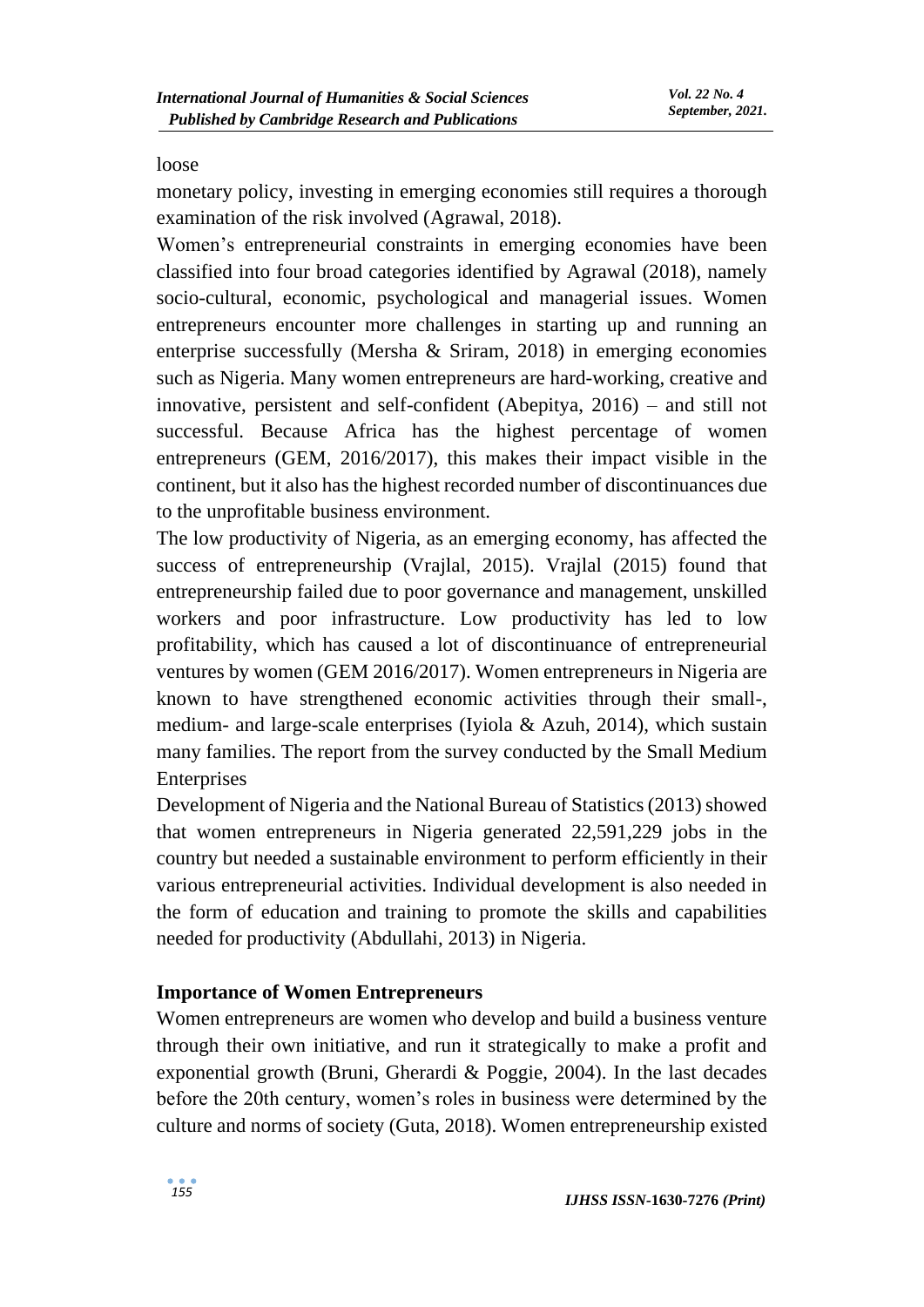loose

monetary policy, investing in emerging economies still requires a thorough examination of the risk involved (Agrawal, 2018).

Women's entrepreneurial constraints in emerging economies have been classified into four broad categories identified by Agrawal (2018), namely socio-cultural, economic, psychological and managerial issues. Women entrepreneurs encounter more challenges in starting up and running an enterprise successfully (Mersha & Sriram, 2018) in emerging economies such as Nigeria. Many women entrepreneurs are hard-working, creative and innovative, persistent and self-confident (Abepitya, 2016) – and still not successful. Because Africa has the highest percentage of women entrepreneurs (GEM, 2016/2017), this makes their impact visible in the continent, but it also has the highest recorded number of discontinuances due to the unprofitable business environment.

The low productivity of Nigeria, as an emerging economy, has affected the success of entrepreneurship (Vrajlal, 2015). Vrajlal (2015) found that entrepreneurship failed due to poor governance and management, unskilled workers and poor infrastructure. Low productivity has led to low profitability, which has caused a lot of discontinuance of entrepreneurial ventures by women (GEM 2016/2017). Women entrepreneurs in Nigeria are known to have strengthened economic activities through their small-, medium- and large-scale enterprises (Iyiola & Azuh, 2014), which sustain many families. The report from the survey conducted by the Small Medium Enterprises

Development of Nigeria and the National Bureau of Statistics (2013) showed that women entrepreneurs in Nigeria generated 22,591,229 jobs in the country but needed a sustainable environment to perform efficiently in their various entrepreneurial activities. Individual development is also needed in the form of education and training to promote the skills and capabilities needed for productivity (Abdullahi, 2013) in Nigeria.

## Importance of Women Entrepreneurs

Women entrepreneurs are women who develop and build a business venture through their own initiative, and run it strategically to make a profit and exponential growth (Bruni, Gherardi & Poggie, 2004). In the last decades before the 20th century, women's roles in business were determined by the culture and norms of society (Guta, 2018). Women entrepreneurship existed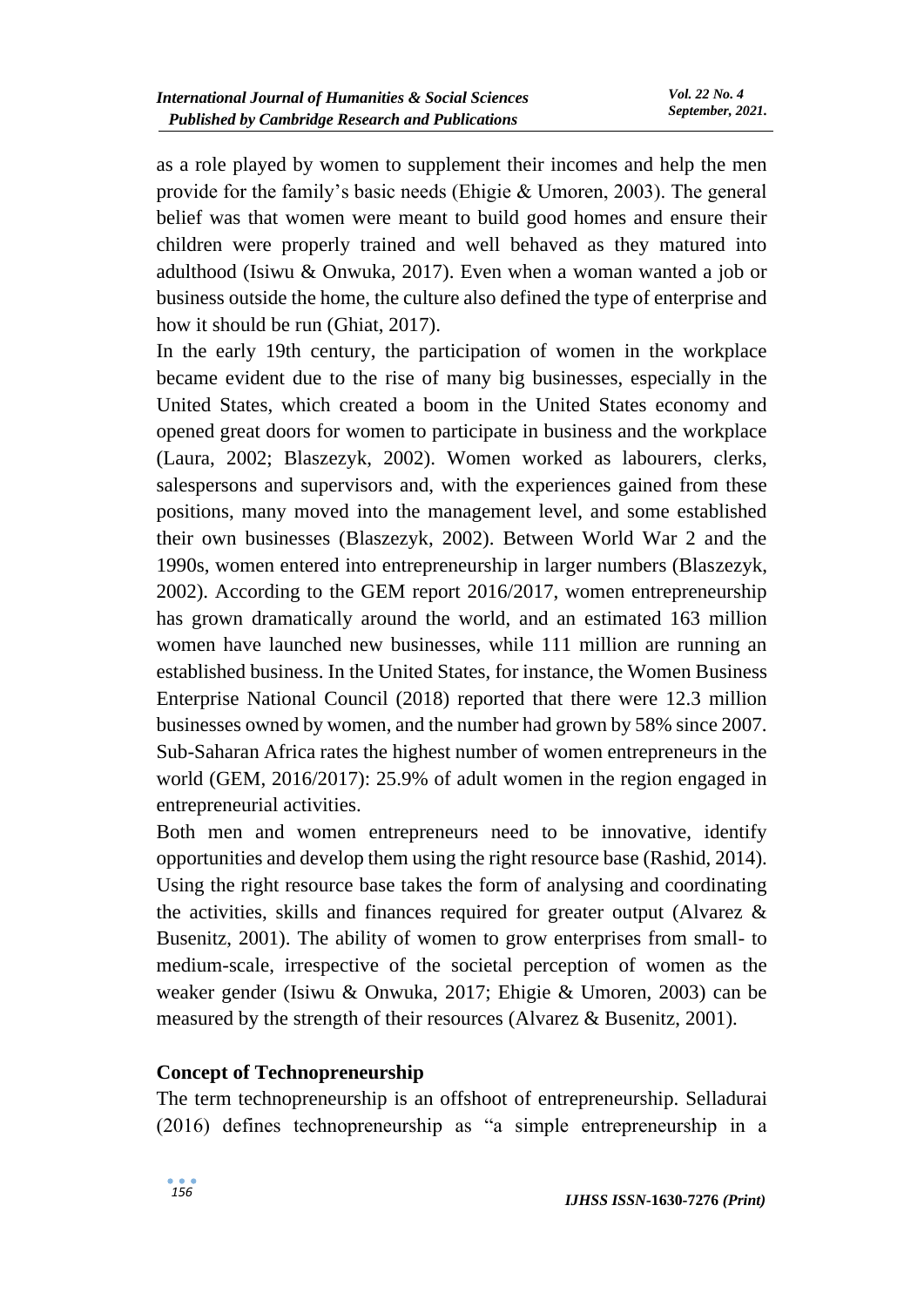as a role played by women to supplement their incomes and help the men provide for the family's basic needs (Ehigie & Umoren, 2003). The general belief was that women were meant to build good homes and ensure their children were properly trained and well behaved as they matured into adulthood (Isiwu & Onwuka, 2017). Even when a woman wanted a job or business outside the home, the culture also defined the type of enterprise and how it should be run (Ghiat, 2017).

In the early 19th century, the participation of women in the workplace became evident due to the rise of many big businesses, especially in the United States, which created a boom in the United States economy and opened great doors for women to participate in business and the workplace (Laura, 2002; Blaszezyk, 2002). Women worked as labourers, clerks, salespersons and supervisors and, with the experiences gained from these positions, many moved into the management level, and some established their own businesses (Blaszezyk, 2002). Between World War 2 and the 1990s, women entered into entrepreneurship in larger numbers (Blaszezyk, 2002). According to the GEM report 2016/2017, women entrepreneurship has grown dramatically around the world, and an estimated 163 million women have launched new businesses, while 111 million are running an established business. In the United States, for instance, the Women Business Enterprise National Council (2018) reported that there were 12.3 million businesses owned by women, and the number had grown by 58% since 2007. Sub-Saharan Africa rates the highest number of women entrepreneurs in the world (GEM, 2016/2017): 25.9% of adult women in the region engaged in entrepreneurial activities.

Both men and women entrepreneurs need to be innovative, identify opportunities and develop them using the right resource base (Rashid, 2014). Using the right resource base takes the form of analysing and coordinating the activities, skills and finances required for greater output (Alvarez & Busenitz, 2001). The ability of women to grow enterprises from small- to medium-scale, irrespective of the societal perception of women as the weaker gender (Isiwu & Onwuka, 2017; Ehigie & Umoren, 2003) can be measured by the strength of their resources (Alvarez & Busenitz, 2001).

## Concept of Technopreneurship

The term technopreneurship is an offshoot of entrepreneurship. Selladurai (2016) defines technopreneurship as "a simple entrepreneurship in a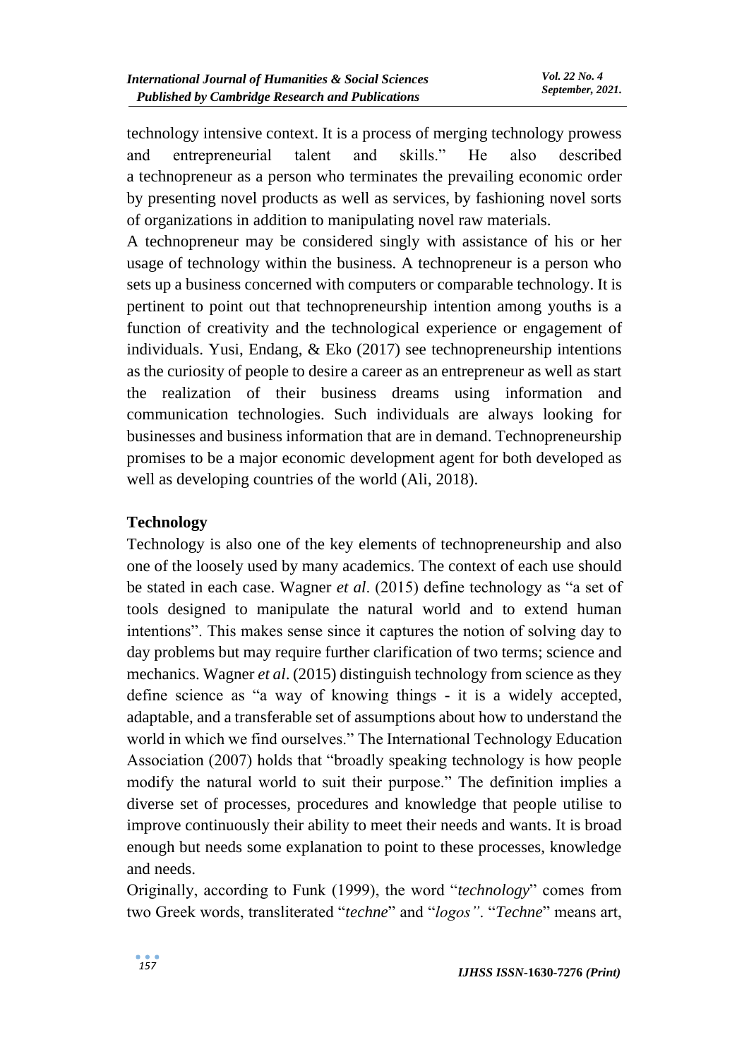technology intensive context. It is a process of merging technology prowess and entrepreneurial talent and skills." He also described a technopreneur as a person who terminates the prevailing economic order by presenting novel products as well as services, by fashioning novel sorts of organizations in addition to manipulating novel raw materials.

A technopreneur may be considered singly with assistance of his or her usage of technology within the business. A technopreneur is a person who sets up a business concerned with computers or comparable technology. It is pertinent to point out that technopreneurship intention among youths is a function of creativity and the technological experience or engagement of individuals. Yusi, Endang, & Eko (2017) see technopreneurship intentions as the curiosity of people to desire a career as an entrepreneur as well as start the realization of their business dreams using information and communication technologies. Such individuals are always looking for businesses and business information that are in demand. Technopreneurship promises to be a major economic development agent for both developed as well as developing countries of the world (Ali, 2018).

## Technology

Technology is also one of the key elements of technopreneurship and also one of the loosely used by many academics. The context of each use should be stated in each case. Wagner *et al*. (2015) define technology as "a set of tools designed to manipulate the natural world and to extend human intentions". This makes sense since it captures the notion of solving day to day problems but may require further clarification of two terms; science and mechanics. Wagner *et al*. (2015) distinguish technology from science as they define science as "a way of knowing things - it is a widely accepted, adaptable, and a transferable set of assumptions about how to understand the world in which we find ourselves." The International Technology Education Association (2007) holds that "broadly speaking technology is how people modify the natural world to suit their purpose." The definition implies a diverse set of processes, procedures and knowledge that people utilise to improve continuously their ability to meet their needs and wants. It is broad enough but needs some explanation to point to these processes, knowledge and needs.

Originally, according to Funk (1999), the word "*technology*" comes from two Greek words, transliterated "*techne*" and "*logos*". "*Techne*" means art,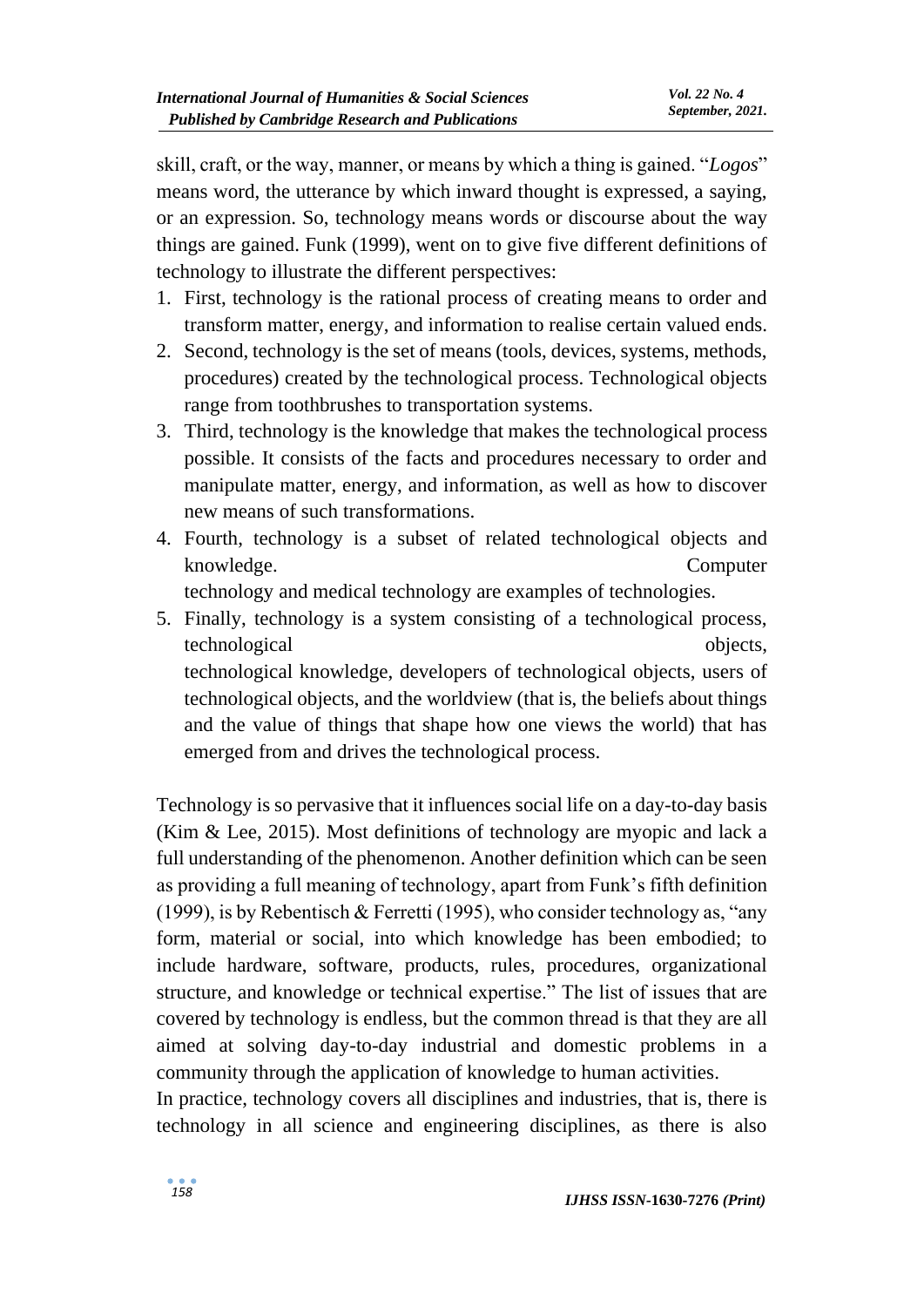skill, craft, or the way, manner, or means by which a thing is gained. "*Logos*" means word, the utterance by which inward thought is expressed, a saying, or an expression. So, technology means words or discourse about the way things are gained. Funk (1999), went on to give five different definitions of technology to illustrate the different perspectives:

1. First, technology is the rational process of creating means to order and transform matter, energy, and information to realise certain valued ends.
2. Second, technology is the set of means (tools, devices, systems, methods, procedures) created by the technological process. Technological objects range from toothbrushes to transportation systems.
3. Third, technology is the knowledge that makes the technological process possible. It consists of the facts and procedures necessary to order and manipulate matter, energy, and information, as well as how to discover new means of such transformations.
4. Fourth, technology is a subset of related technological objects and knowledge. Computer technology and medical technology are examples of technologies.
5. Finally, technology is a system consisting of a technological process, technological objects, technological knowledge, developers of technological objects, users of technological objects, and the worldview (that is, the beliefs about things and the value of things that shape how one views the world) that has emerged from and drives the technological process.

Technology is so pervasive that it influences social life on a day-to-day basis (Kim & Lee, 2015). Most definitions of technology are myopic and lack a full understanding of the phenomenon. Another definition which can be seen as providing a full meaning of technology, apart from Funk's fifth definition (1999), is by Rebentisch & Ferretti (1995), who consider technology as, "any form, material or social, into which knowledge has been embodied; to include hardware, software, products, rules, procedures, organizational structure, and knowledge or technical expertise." The list of issues that are covered by technology is endless, but the common thread is that they are all aimed at solving day-to-day industrial and domestic problems in a community through the application of knowledge to human activities.

In practice, technology covers all disciplines and industries, that is, there is technology in all science and engineering disciplines, as there is also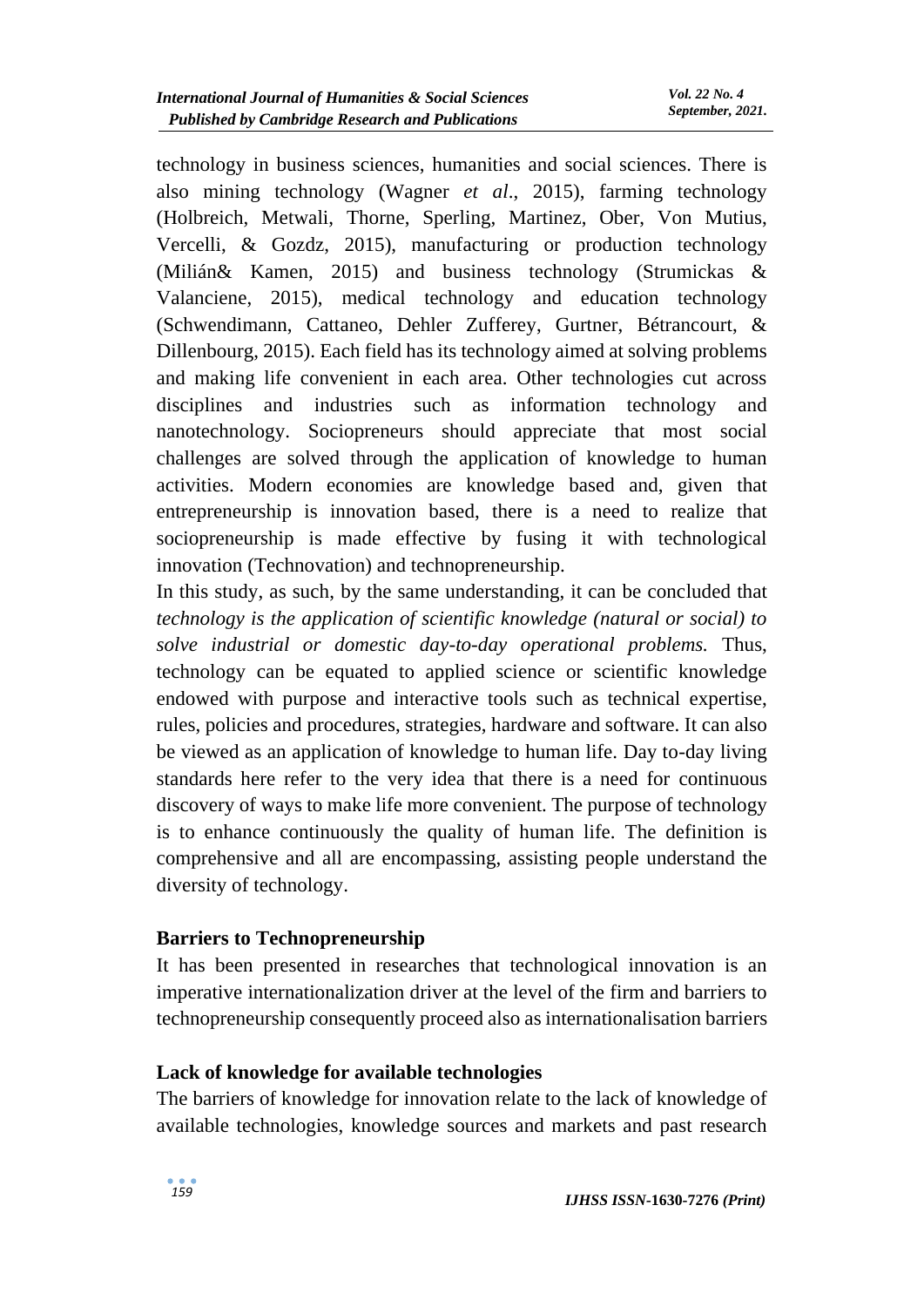technology in business sciences, humanities and social sciences. There is also mining technology (Wagner *et al*., 2015), farming technology (Holbreich, Metwali, Thorne, Sperling, Martinez, Ober, Von Mutius, Vercelli, & Gozdz, 2015), manufacturing or production technology (Milián& Kamen, 2015) and business technology (Strumickas & Valanciene, 2015), medical technology and education technology (Schwendimann, Cattaneo, Dehler Zufferey, Gurtner, Bétrancourt, & Dillenbourg, 2015). Each field has its technology aimed at solving problems and making life convenient in each area. Other technologies cut across disciplines and industries such as information technology and nanotechnology. Sociopreneurs should appreciate that most social challenges are solved through the application of knowledge to human activities. Modern economies are knowledge based and, given that entrepreneurship is innovation based, there is a need to realize that sociopreneurship is made effective by fusing it with technological innovation (Technovation) and technopreneurship.

In this study, as such, by the same understanding, it can be concluded that *technology is the application of scientific knowledge (natural or social) to solve industrial or domestic day-to-day operational problems.* Thus, technology can be equated to applied science or scientific knowledge endowed with purpose and interactive tools such as technical expertise, rules, policies and procedures, strategies, hardware and software. It can also be viewed as an application of knowledge to human life. Day to-day living standards here refer to the very idea that there is a need for continuous discovery of ways to make life more convenient. The purpose of technology is to enhance continuously the quality of human life. The definition is comprehensive and all are encompassing, assisting people understand the diversity of technology.

## Barriers to Technopreneurship

It has been presented in researches that technological innovation is an imperative internationalization driver at the level of the firm and barriers to technopreneurship consequently proceed also as internationalisation barriers

### Lack of knowledge for available technologies

The barriers of knowledge for innovation relate to the lack of knowledge of available technologies, knowledge sources and markets and past research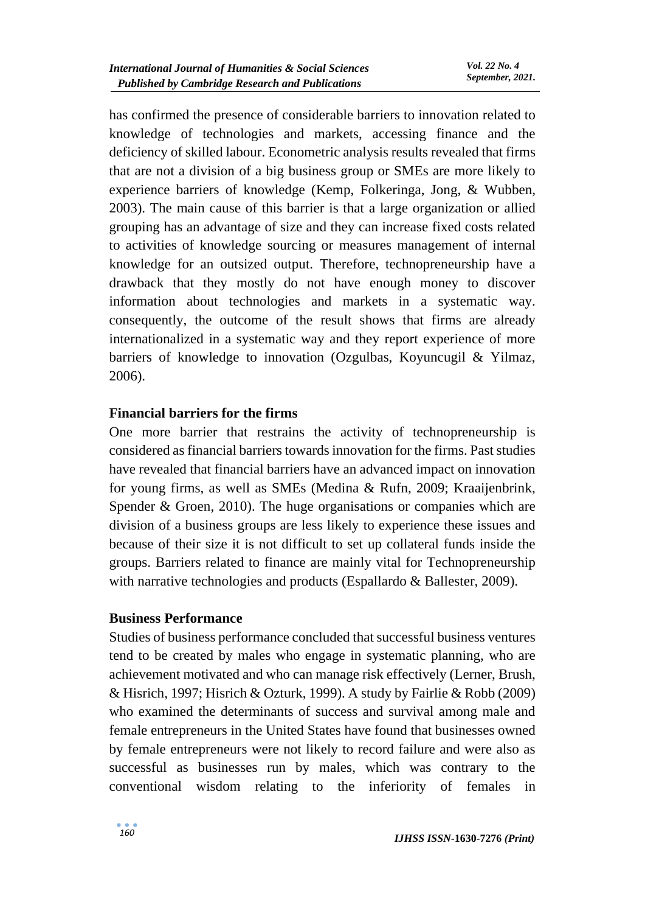has confirmed the presence of considerable barriers to innovation related to knowledge of technologies and markets, accessing finance and the deficiency of skilled labour. Econometric analysis results revealed that firms that are not a division of a big business group or SMEs are more likely to experience barriers of knowledge (Kemp, Folkeringa, Jong, & Wubben, 2003). The main cause of this barrier is that a large organization or allied grouping has an advantage of size and they can increase fixed costs related to activities of knowledge sourcing or measures management of internal knowledge for an outsized output. Therefore, technopreneurship have a drawback that they mostly do not have enough money to discover information about technologies and markets in a systematic way. consequently, the outcome of the result shows that firms are already internationalized in a systematic way and they report experience of more barriers of knowledge to innovation (Ozgulbas, Koyuncugil & Yilmaz, 2006).

**Financial barriers for the firms**

One more barrier that restrains the activity of technopreneurship is considered as financial barriers towards innovation for the firms. Past studies have revealed that financial barriers have an advanced impact on innovation for young firms, as well as SMEs (Medina & Rufn, 2009; Kraaijenbrink, Spender & Groen, 2010). The huge organisations or companies which are division of a business groups are less likely to experience these issues and because of their size it is not difficult to set up collateral funds inside the groups. Barriers related to finance are mainly vital for Technopreneurship with narrative technologies and products (Espallardo & Ballester, 2009).

**Business Performance**

Studies of business performance concluded that successful business ventures tend to be created by males who engage in systematic planning, who are achievement motivated and who can manage risk effectively (Lerner, Brush, & Hisrich, 1997; Hisrich & Ozturk, 1999). A study by Fairlie & Robb (2009) who examined the determinants of success and survival among male and female entrepreneurs in the United States have found that businesses owned by female entrepreneurs were not likely to record failure and were also as successful as businesses run by males, which was contrary to the conventional wisdom relating to the inferiority of females in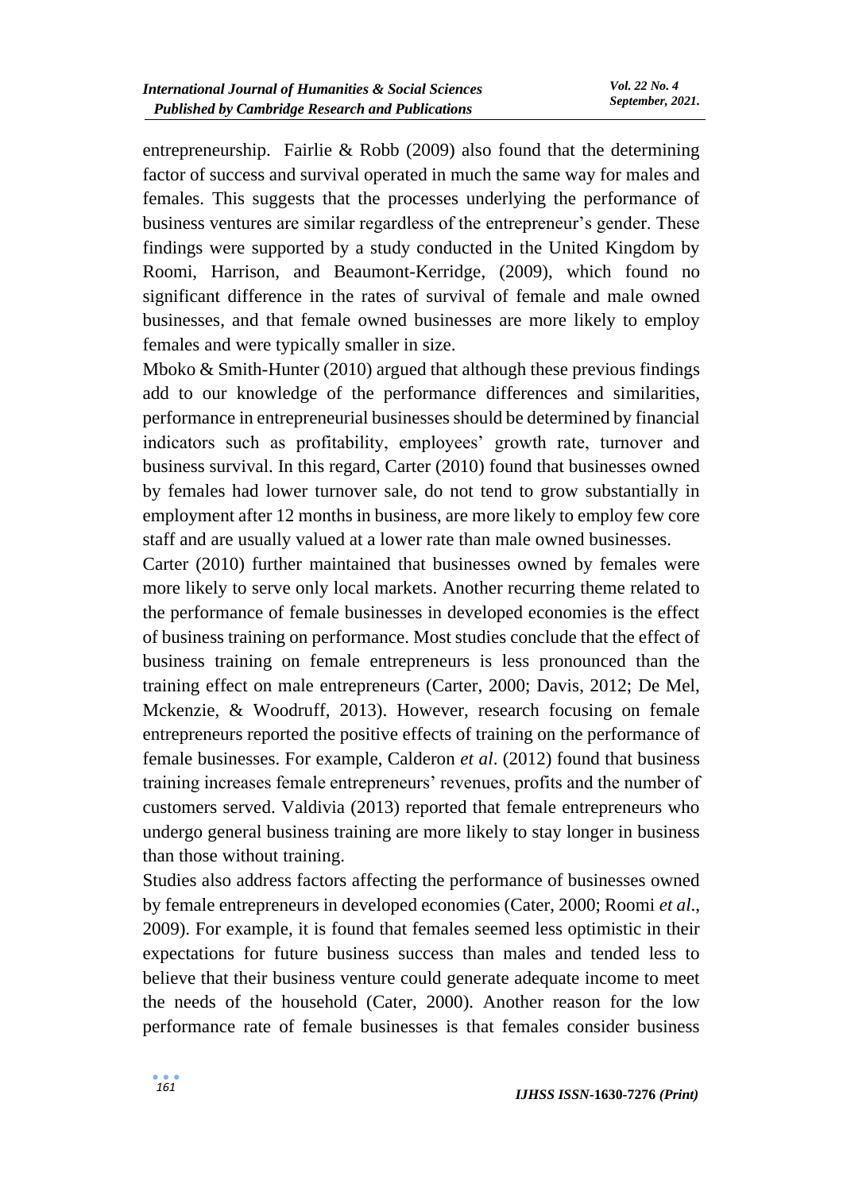entrepreneurship. Fairlie & Robb (2009) also found that the determining factor of success and survival operated in much the same way for males and females. This suggests that the processes underlying the performance of business ventures are similar regardless of the entrepreneur's gender. These findings were supported by a study conducted in the United Kingdom by Roomi, Harrison, and Beaumont-Kerridge, (2009), which found no significant difference in the rates of survival of female and male owned businesses, and that female owned businesses are more likely to employ females and were typically smaller in size.

Mboko & Smith-Hunter (2010) argued that although these previous findings add to our knowledge of the performance differences and similarities, performance in entrepreneurial businesses should be determined by financial indicators such as profitability, employees' growth rate, turnover and business survival. In this regard, Carter (2010) found that businesses owned by females had lower turnover sale, do not tend to grow substantially in employment after 12 months in business, are more likely to employ few core staff and are usually valued at a lower rate than male owned businesses.

Carter (2010) further maintained that businesses owned by females were more likely to serve only local markets. Another recurring theme related to the performance of female businesses in developed economies is the effect of business training on performance. Most studies conclude that the effect of business training on female entrepreneurs is less pronounced than the training effect on male entrepreneurs (Carter, 2000; Davis, 2012; De Mel, Mckenzie, & Woodruff, 2013). However, research focusing on female entrepreneurs reported the positive effects of training on the performance of female businesses. For example, Calderon *et al*. (2012) found that business training increases female entrepreneurs' revenues, profits and the number of customers served. Valdivia (2013) reported that female entrepreneurs who undergo general business training are more likely to stay longer in business than those without training.

Studies also address factors affecting the performance of businesses owned by female entrepreneurs in developed economies (Cater, 2000; Roomi *et al*., 2009). For example, it is found that females seemed less optimistic in their expectations for future business success than males and tended less to believe that their business venture could generate adequate income to meet the needs of the household (Cater, 2000). Another reason for the low performance rate of female businesses is that females consider business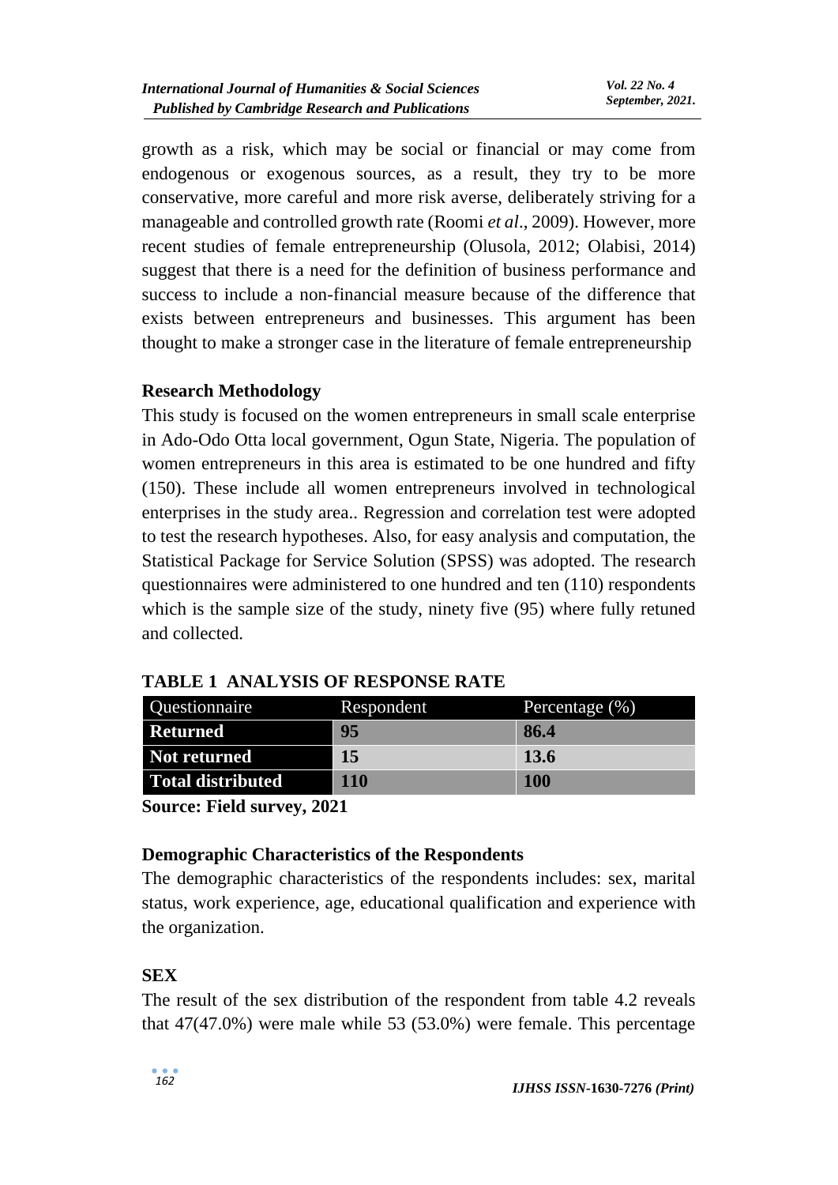growth as a risk, which may be social or financial or may come from endogenous or exogenous sources, as a result, they try to be more conservative, more careful and more risk averse, deliberately striving for a manageable and controlled growth rate (Roomi *et al*., 2009). However, more recent studies of female entrepreneurship (Olusola, 2012; Olabisi, 2014) suggest that there is a need for the definition of business performance and success to include a non-financial measure because of the difference that exists between entrepreneurs and businesses. This argument has been thought to make a stronger case in the literature of female entrepreneurship

## Research Methodology

This study is focused on the women entrepreneurs in small scale enterprise in Ado-Odo Otta local government, Ogun State, Nigeria. The population of women entrepreneurs in this area is estimated to be one hundred and fifty (150). These include all women entrepreneurs involved in technological enterprises in the study area.. Regression and correlation test were adopted to test the research hypotheses. Also, for easy analysis and computation, the Statistical Package for Service Solution (SPSS) was adopted. The research questionnaires were administered to one hundred and ten (110) respondents which is the sample size of the study, ninety five (95) where fully retuned and collected.

**TABLE 1 ANALYSIS OF RESPONSE RATE**

| Questionnaire | Respondent | Percentage (%) |
|---|---|---|
| **Returned** | **95** | **86.4** |
| **Not returned** | **15** | **13.6** |
| **Total distributed** | **110** | **100** |

**Source: Field survey, 2021**

## Demographic Characteristics of the Respondents

The demographic characteristics of the respondents includes: sex, marital status, work experience, age, educational qualification and experience with the organization.

### SEX

The result of the sex distribution of the respondent from table 4.2 reveals that 47(47.0%) were male while 53 (53.0%) were female. This percentage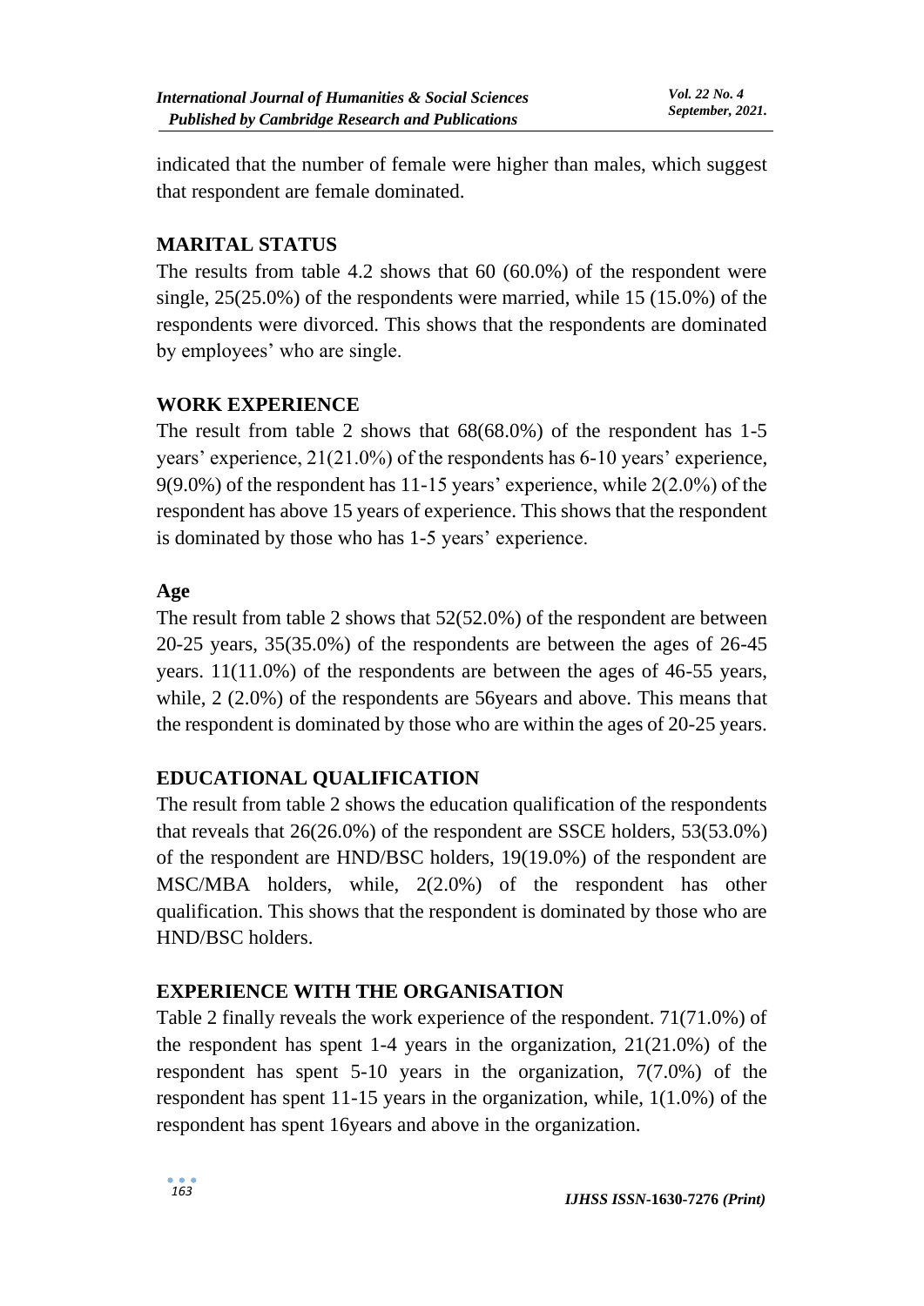indicated that the number of female were higher than males, which suggest that respondent are female dominated.

## MARITAL STATUS

The results from table 4.2 shows that 60 (60.0%) of the respondent were single, 25(25.0%) of the respondents were married, while 15 (15.0%) of the respondents were divorced. This shows that the respondents are dominated by employees' who are single.

## WORK EXPERIENCE

The result from table 2 shows that 68(68.0%) of the respondent has 1-5 years' experience, 21(21.0%) of the respondents has 6-10 years' experience, 9(9.0%) of the respondent has 11-15 years' experience, while 2(2.0%) of the respondent has above 15 years of experience. This shows that the respondent is dominated by those who has 1-5 years' experience.

## Age

The result from table 2 shows that 52(52.0%) of the respondent are between 20-25 years, 35(35.0%) of the respondents are between the ages of 26-45 years. 11(11.0%) of the respondents are between the ages of 46-55 years, while, 2 (2.0%) of the respondents are 56years and above. This means that the respondent is dominated by those who are within the ages of 20-25 years.

## EDUCATIONAL QUALIFICATION

The result from table 2 shows the education qualification of the respondents that reveals that 26(26.0%) of the respondent are SSCE holders, 53(53.0%) of the respondent are HND/BSC holders, 19(19.0%) of the respondent are MSC/MBA holders, while, 2(2.0%) of the respondent has other qualification. This shows that the respondent is dominated by those who are HND/BSC holders.

## EXPERIENCE WITH THE ORGANISATION

Table 2 finally reveals the work experience of the respondent. 71(71.0%) of the respondent has spent 1-4 years in the organization, 21(21.0%) of the respondent has spent 5-10 years in the organization, 7(7.0%) of the respondent has spent 11-15 years in the organization, while, 1(1.0%) of the respondent has spent 16years and above in the organization.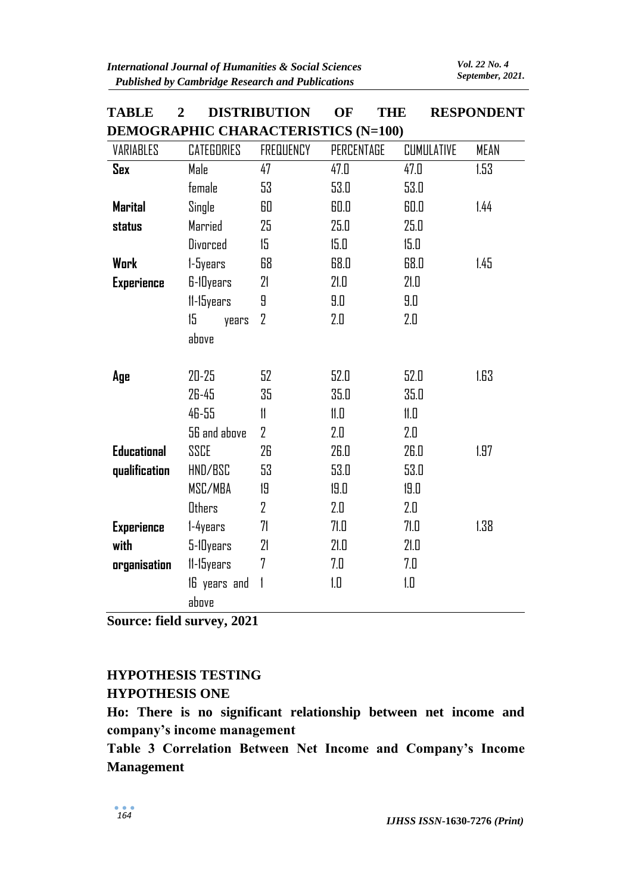**TABLE 2 DISTRIBUTION OF THE RESPONDENT DEMOGRAPHIC CHARACTERISTICS (N=100)**

| VARIABLES | CATEGORIES | FREQUENCY | PERCENTAGE | CUMULATIVE | MEAN |
|---|---|---|---|---|---|
| **Sex** | Male | 47 | 47.0 | 47.0 | 1.53 |
| | female | 53 | 53.0 | 53.0 | |
| **Marital status** | Single | 60 | 60.0 | 60.0 | 1.44 |
| | Married | 25 | 25.0 | 25.0 | |
| | Divorced | 15 | 15.0 | 15.0 | |
| **Work Experience** | 1-5years | 68 | 68.0 | 68.0 | 1.45 |
| | 6-10years | 21 | 21.0 | 21.0 | |
| | 11-15years | 9 | 9.0 | 9.0 | |
| | 15 years above | 2 | 2.0 | 2.0 | |
| **Age** | 20-25 | 52 | 52.0 | 52.0 | 1.63 |
| | 26-45 | 35 | 35.0 | 35.0 | |
| | 46-55 | 11 | 11.0 | 11.0 | |
| | 56 and above | 2 | 2.0 | 2.0 | |
| **Educational qualification** | SSCE | 26 | 26.0 | 26.0 | 1.97 |
| | HND/BSC | 53 | 53.0 | 53.0 | |
| | MSC/MBA | 19 | 19.0 | 19.0 | |
| | Others | 2 | 2.0 | 2.0 | |
| **Experience with organisation** | 1-4years | 71 | 71.0 | 71.0 | 1.38 |
| | 5-10years | 21 | 21.0 | 21.0 | |
| | 11-15years | 7 | 7.0 | 7.0 | |
| | 16 years and above | 1 | 1.0 | 1.0 | |

**Source: field survey, 2021**

## HYPOTHESIS TESTING

### HYPOTHESIS ONE

**Ho: There is no significant relationship between net income and company's income management**

**Table 3 Correlation Between Net Income and Company's Income Management**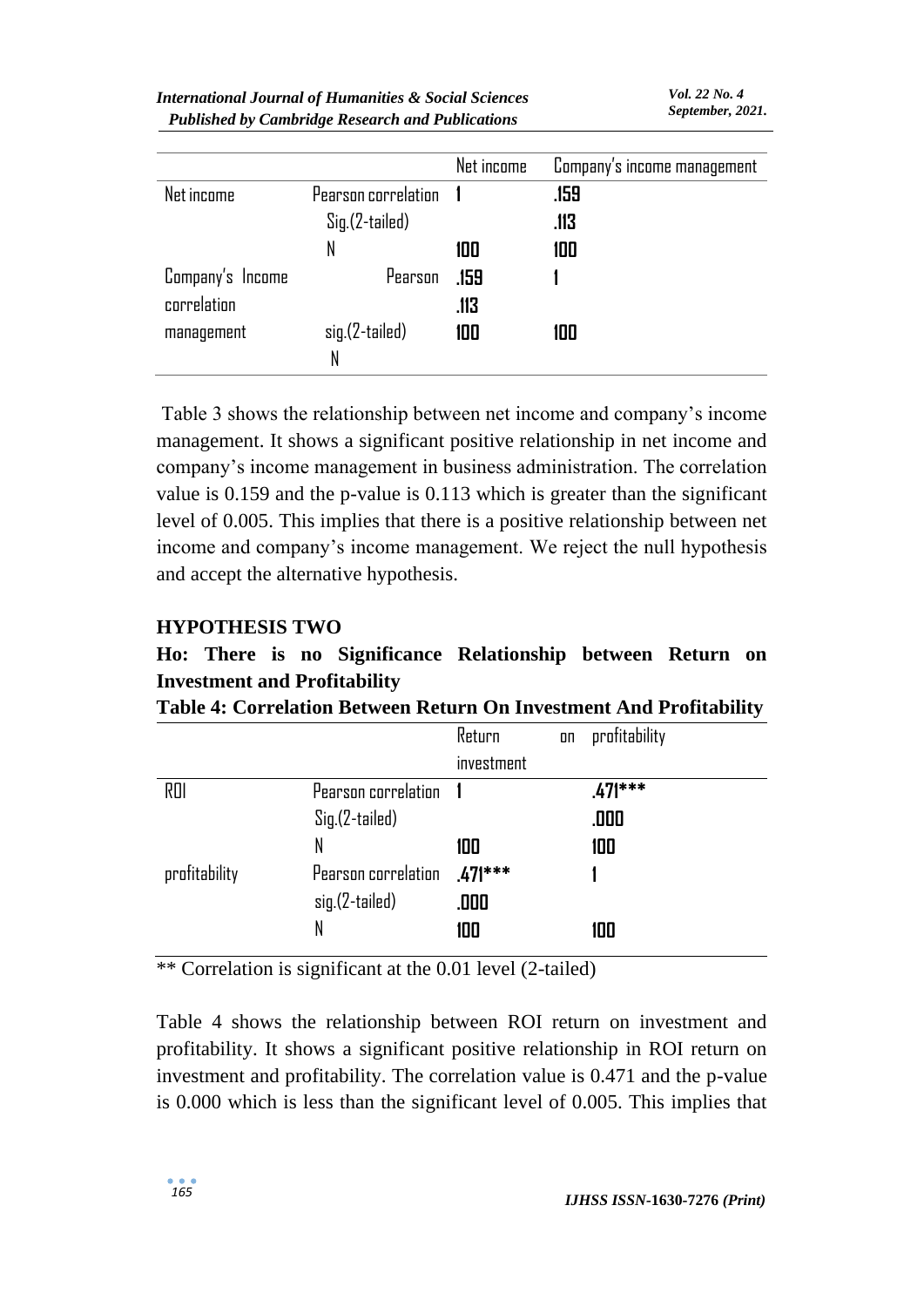| | | Net income | Company's income management |
|---|---|---|---|
| Net income | Pearson correlation | 1 | .159 |
| | Sig.(2-tailed) | | .113 |
| | N | 100 | 100 |
| Company's Income | Pearson | .159 | 1 |
| correlation | | .113 | |
| management | sig.(2-tailed) | 100 | 100 |
| | N | | |

Table 3 shows the relationship between net income and company's income management. It shows a significant positive relationship in net income and company's income management in business administration. The correlation value is 0.159 and the p-value is 0.113 which is greater than the significant level of 0.005. This implies that there is a positive relationship between net income and company's income management. We reject the null hypothesis and accept the alternative hypothesis.

## HYPOTHESIS TWO

**Ho: There is no Significance Relationship between Return on Investment and Profitability**

**Table 4: Correlation Between Return On Investment And Profitability**

| | | Return on investment | profitability |
|---|---|---|---|
| ROI | Pearson correlation | 1 | .471*** |
| | Sig.(2-tailed) | | .000 |
| | N | 100 | 100 |
| profitability | Pearson correlation | .471*** | 1 |
| | sig.(2-tailed) | .000 | |
| | N | 100 | 100 |

** Correlation is significant at the 0.01 level (2-tailed)

Table 4 shows the relationship between ROI return on investment and profitability. It shows a significant positive relationship in ROI return on investment and profitability. The correlation value is 0.471 and the p-value is 0.000 which is less than the significant level of 0.005. This implies that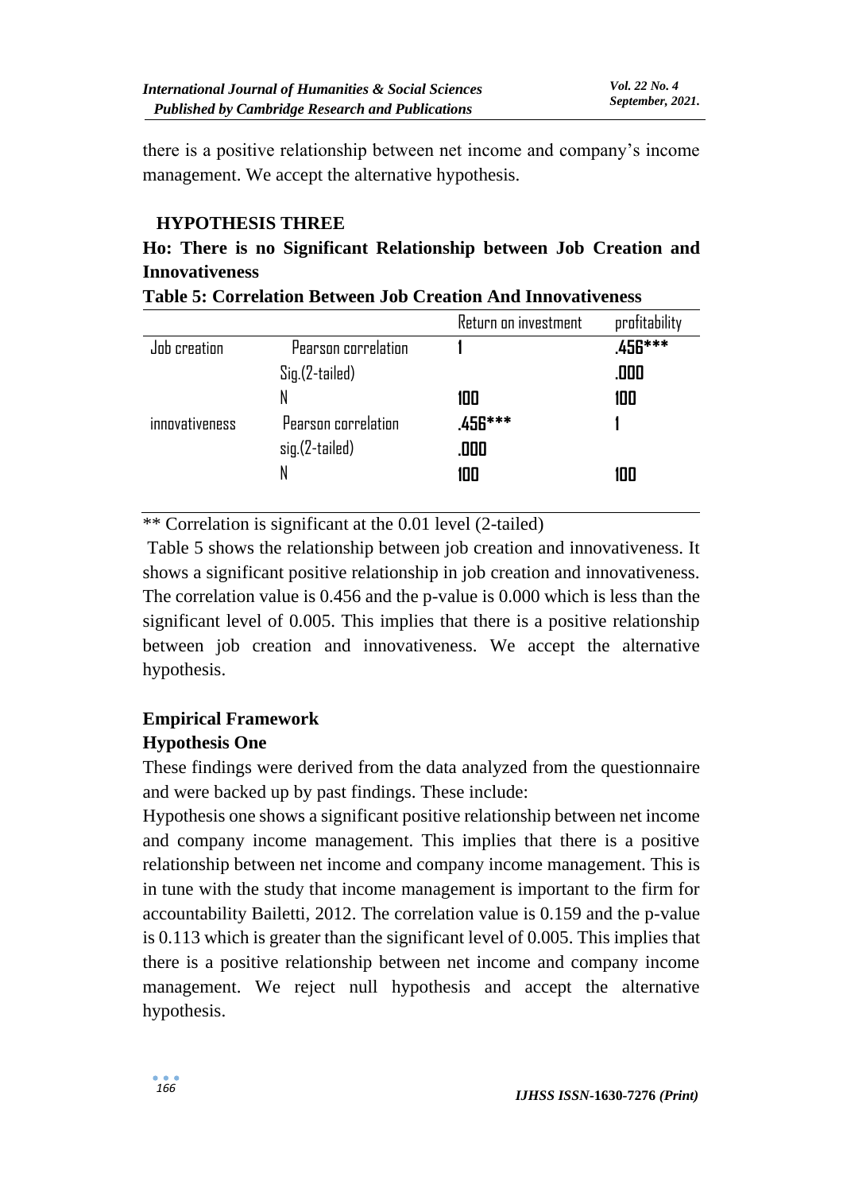there is a positive relationship between net income and company's income management. We accept the alternative hypothesis.

## HYPOTHESIS THREE

**Ho: There is no Significant Relationship between Job Creation and Innovativeness**

**Table 5: Correlation Between Job Creation And Innovativeness**

| | | Return on investment | profitability |
|---|---|---|---|
| Job creation | Pearson correlation | **1** | **.456*****|
| | Sig.(2-tailed) | | **.000** |
| | N | **100** | **100** |
| innovativeness | Pearson correlation | **.456***** | **1** |
| | sig.(2-tailed) | **.000** | |
| | N | **100** | **100** |

** Correlation is significant at the 0.01 level (2-tailed)

Table 5 shows the relationship between job creation and innovativeness. It shows a significant positive relationship in job creation and innovativeness. The correlation value is 0.456 and the p-value is 0.000 which is less than the significant level of 0.005. This implies that there is a positive relationship between job creation and innovativeness. We accept the alternative hypothesis.

## Empirical Framework

### Hypothesis One

These findings were derived from the data analyzed from the questionnaire and were backed up by past findings. These include:

Hypothesis one shows a significant positive relationship between net income and company income management. This implies that there is a positive relationship between net income and company income management. This is in tune with the study that income management is important to the firm for accountability Bailetti, 2012. The correlation value is 0.159 and the p-value is 0.113 which is greater than the significant level of 0.005. This implies that there is a positive relationship between net income and company income management. We reject null hypothesis and accept the alternative hypothesis.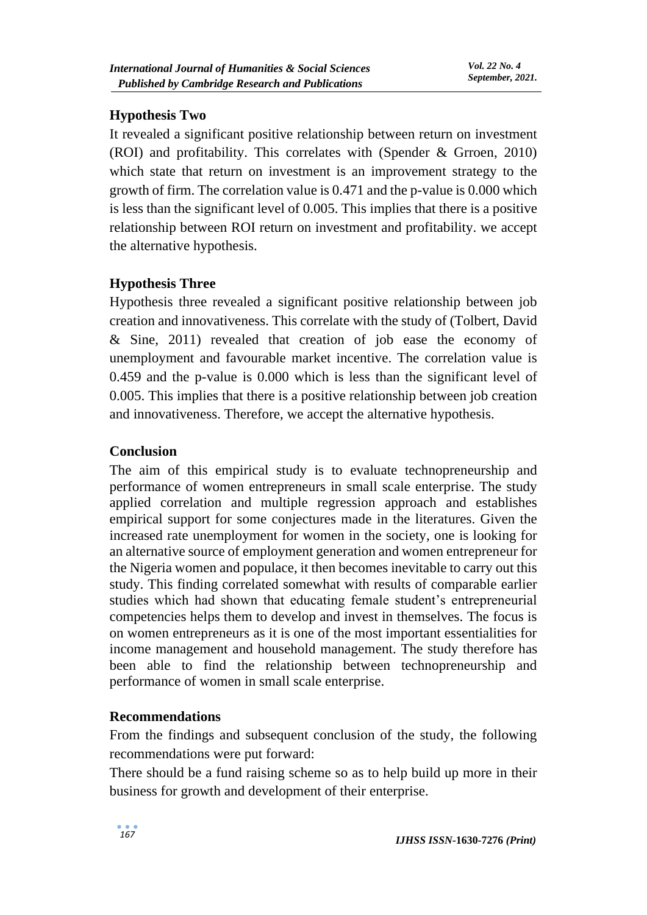### Hypothesis Two

It revealed a significant positive relationship between return on investment (ROI) and profitability. This correlates with (Spender & Grroen, 2010) which state that return on investment is an improvement strategy to the growth of firm. The correlation value is 0.471 and the p-value is 0.000 which is less than the significant level of 0.005. This implies that there is a positive relationship between ROI return on investment and profitability. we accept the alternative hypothesis.

### Hypothesis Three

Hypothesis three revealed a significant positive relationship between job creation and innovativeness. This correlate with the study of (Tolbert, David & Sine, 2011) revealed that creation of job ease the economy of unemployment and favourable market incentive. The correlation value is 0.459 and the p-value is 0.000 which is less than the significant level of 0.005. This implies that there is a positive relationship between job creation and innovativeness. Therefore, we accept the alternative hypothesis.

### Conclusion

The aim of this empirical study is to evaluate technopreneurship and performance of women entrepreneurs in small scale enterprise. The study applied correlation and multiple regression approach and establishes empirical support for some conjectures made in the literatures. Given the increased rate unemployment for women in the society, one is looking for an alternative source of employment generation and women entrepreneur for the Nigeria women and populace, it then becomes inevitable to carry out this study. This finding correlated somewhat with results of comparable earlier studies which had shown that educating female student's entrepreneurial competencies helps them to develop and invest in themselves. The focus is on women entrepreneurs as it is one of the most important essentialities for income management and household management. The study therefore has been able to find the relationship between technopreneurship and performance of women in small scale enterprise.

### Recommendations

From the findings and subsequent conclusion of the study, the following recommendations were put forward:

There should be a fund raising scheme so as to help build up more in their business for growth and development of their enterprise.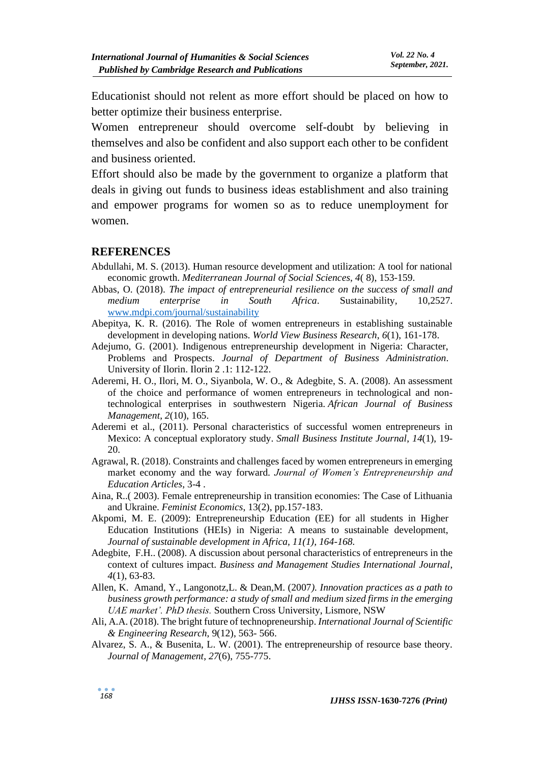Educationist should not relent as more effort should be placed on how to better optimize their business enterprise.

Women entrepreneur should overcome self-doubt by believing in themselves and also be confident and also support each other to be confident and business oriented.

Effort should also be made by the government to organize a platform that deals in giving out funds to business ideas establishment and also training and empower programs for women so as to reduce unemployment for women.

## REFERENCES

Abdullahi, M. S. (2013). Human resource development and utilization: A tool for national economic growth. *Mediterranean Journal of Social Sciences*, *4*( 8), 153-159.

Abbas, O. (2018). *The impact of entrepreneurial resilience on the success of small and medium enterprise in South Africa*. Sustainability, 10,2527. www.mdpi.com/journal/sustainability

Abepitya, K. R. (2016). The Role of women entrepreneurs in establishing sustainable development in developing nations. *World View Business Research*, *6*(1), 161-178.

Adejumo, G. (2001). Indigenous entrepreneurship development in Nigeria: Character, Problems and Prospects. *Journal of Department of Business Administration*. University of Ilorin. Ilorin 2 .1: 112-122.

Aderemi, H. O., Ilori, M. O., Siyanbola, W. O., & Adegbite, S. A. (2008). An assessment of the choice and performance of women entrepreneurs in technological and non-technological enterprises in southwestern Nigeria. *African Journal of Business Management*, *2*(10), 165.

Aderemi et al., (2011). Personal characteristics of successful women entrepreneurs in Mexico: A conceptual exploratory study. *Small Business Institute Journal*, *14*(1), 19-20.

Agrawal, R. (2018). Constraints and challenges faced by women entrepreneurs in emerging market economy and the way forward. *Journal of Women's Entrepreneurship and Education Articles*, 3-4 .

Aina, R..( 2003). Female entrepreneurship in transition economies: The Case of Lithuania and Ukraine. *Feminist Economics*, 13(2), pp.157-183.

Akpomi, M. E. (2009): Entrepreneurship Education (EE) for all students in Higher Education Institutions (HEIs) in Nigeria: A means to sustainable development, *Journal of sustainable development in Africa, 11(1), 164-168.*

Adegbite, F.H.. (2008). A discussion about personal characteristics of entrepreneurs in the context of cultures impact. *Business and Management Studies International Journal*, *4*(1), 63-83.

Allen, K. Amand, Y., Langonotz,L. & Dean,M. (2007*). Innovation practices as a path to business growth performance: a study of small and medium sized firms in the emerging UAE market'. PhD thesis.* Southern Cross University, Lismore, NSW

Ali, A.A. (2018). The bright future of technopreneurship. *International Journal of Scientific & Engineering Research*, 9(12), 563- 566.

Alvarez, S. A., & Busenita, L. W. (2001). The entrepreneurship of resource base theory. *Journal of Management*, *27*(6), 755-775.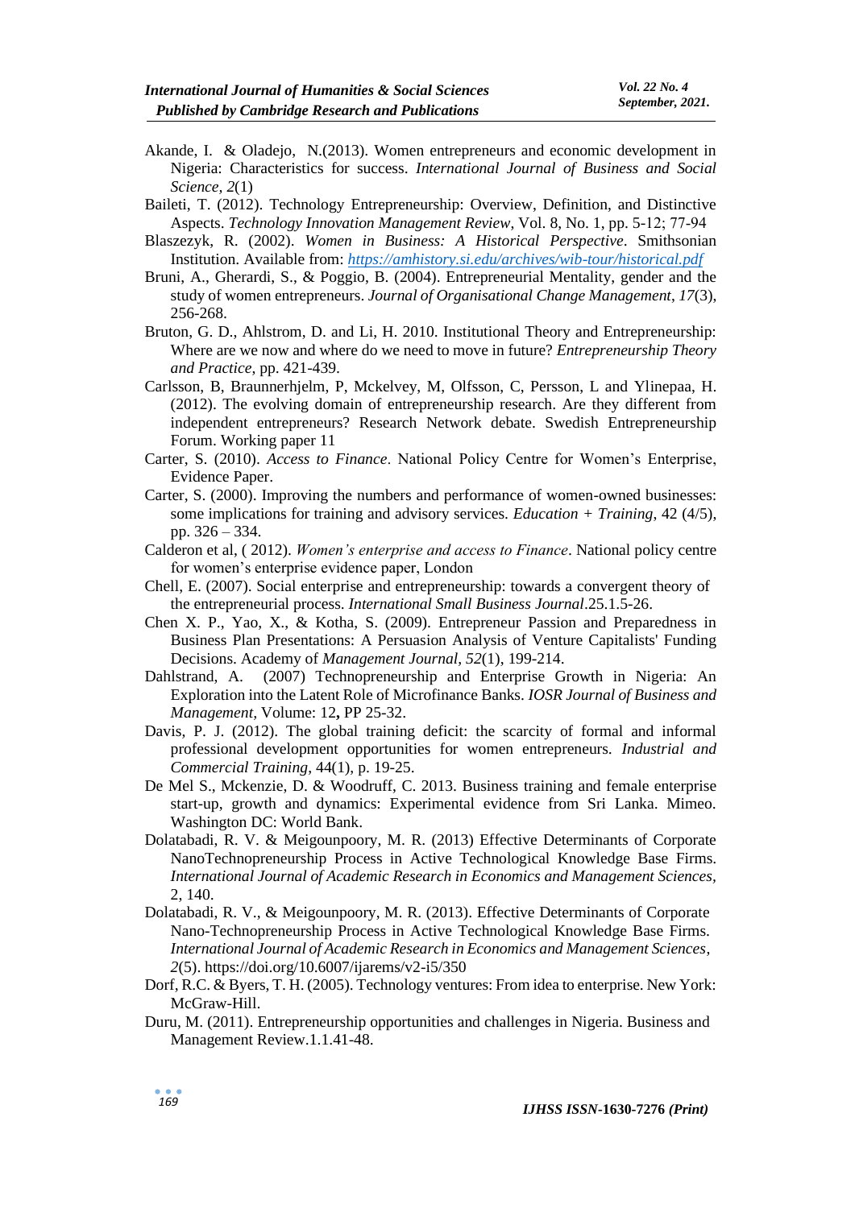Akande, I. & Oladejo, N.(2013). Women entrepreneurs and economic development in Nigeria: Characteristics for success. *International Journal of Business and Social Science*, *2*(1)

Baileti, T. (2012). Technology Entrepreneurship: Overview, Definition, and Distinctive Aspects. *Technology Innovation Management Review*, Vol. 8, No. 1, pp. 5-12; 77-94

Blaszezyk, R. (2002). *Women in Business: A Historical Perspective*. Smithsonian Institution. Available from: *https://amhistory.si.edu/archives/wib-tour/historical.pdf*

Bruni, A., Gherardi, S., & Poggio, B. (2004). Entrepreneurial Mentality, gender and the study of women entrepreneurs. *Journal of Organisational Change Management*, *17*(3), 256-268.

Bruton, G. D., Ahlstrom, D. and Li, H. 2010. Institutional Theory and Entrepreneurship: Where are we now and where do we need to move in future? *Entrepreneurship Theory and Practice*, pp. 421-439.

Carlsson, B, Braunnerhjelm, P, Mckelvey, M, Olfsson, C, Persson, L and Ylinepaa, H. (2012). The evolving domain of entrepreneurship research. Are they different from independent entrepreneurs? Research Network debate. Swedish Entrepreneurship Forum. Working paper 11

Carter, S. (2010). *Access to Finance*. National Policy Centre for Women's Enterprise, Evidence Paper.

Carter, S. (2000). Improving the numbers and performance of women-owned businesses: some implications for training and advisory services. *Education + Training*, 42 (4/5), pp. 326 – 334.

Calderon et al, ( 2012). *Women's enterprise and access to Finance*. National policy centre for women's enterprise evidence paper, London

Chell, E. (2007). Social enterprise and entrepreneurship: towards a convergent theory of the entrepreneurial process. *International Small Business Journal*.25.1.5-26.

Chen X. P., Yao, X., & Kotha, S. (2009). Entrepreneur Passion and Preparedness in Business Plan Presentations: A Persuasion Analysis of Venture Capitalists' Funding Decisions. Academy of *Management Journal*, *52*(1), 199-214.

Dahlstrand, A. (2007) Technopreneurship and Enterprise Growth in Nigeria: An Exploration into the Latent Role of Microfinance Banks. *IOSR Journal of Business and Management*, Volume: 12**,** PP 25-32.

Davis, P. J. (2012). The global training deficit: the scarcity of formal and informal professional development opportunities for women entrepreneurs. *Industrial and Commercial Training*, 44(1), p. 19-25.

De Mel S., Mckenzie, D. & Woodruff, C. 2013. Business training and female enterprise start-up, growth and dynamics: Experimental evidence from Sri Lanka. Mimeo. Washington DC: World Bank.

Dolatabadi, R. V. & Meigounpoory, M. R. (2013) Effective Determinants of Corporate NanoTechnopreneurship Process in Active Technological Knowledge Base Firms. *International Journal of Academic Research in Economics and Management Sciences*, 2, 140.

Dolatabadi, R. V., & Meigounpoory, M. R. (2013). Effective Determinants of Corporate Nano-Technopreneurship Process in Active Technological Knowledge Base Firms. *International Journal of Academic Research in Economics and Management Sciences*, *2*(5). https://doi.org/10.6007/ijarems/v2-i5/350

Dorf, R.C. & Byers, T. H. (2005). Technology ventures: From idea to enterprise. New York: McGraw-Hill.

Duru, M. (2011). Entrepreneurship opportunities and challenges in Nigeria. Business and Management Review.1.1.41-48.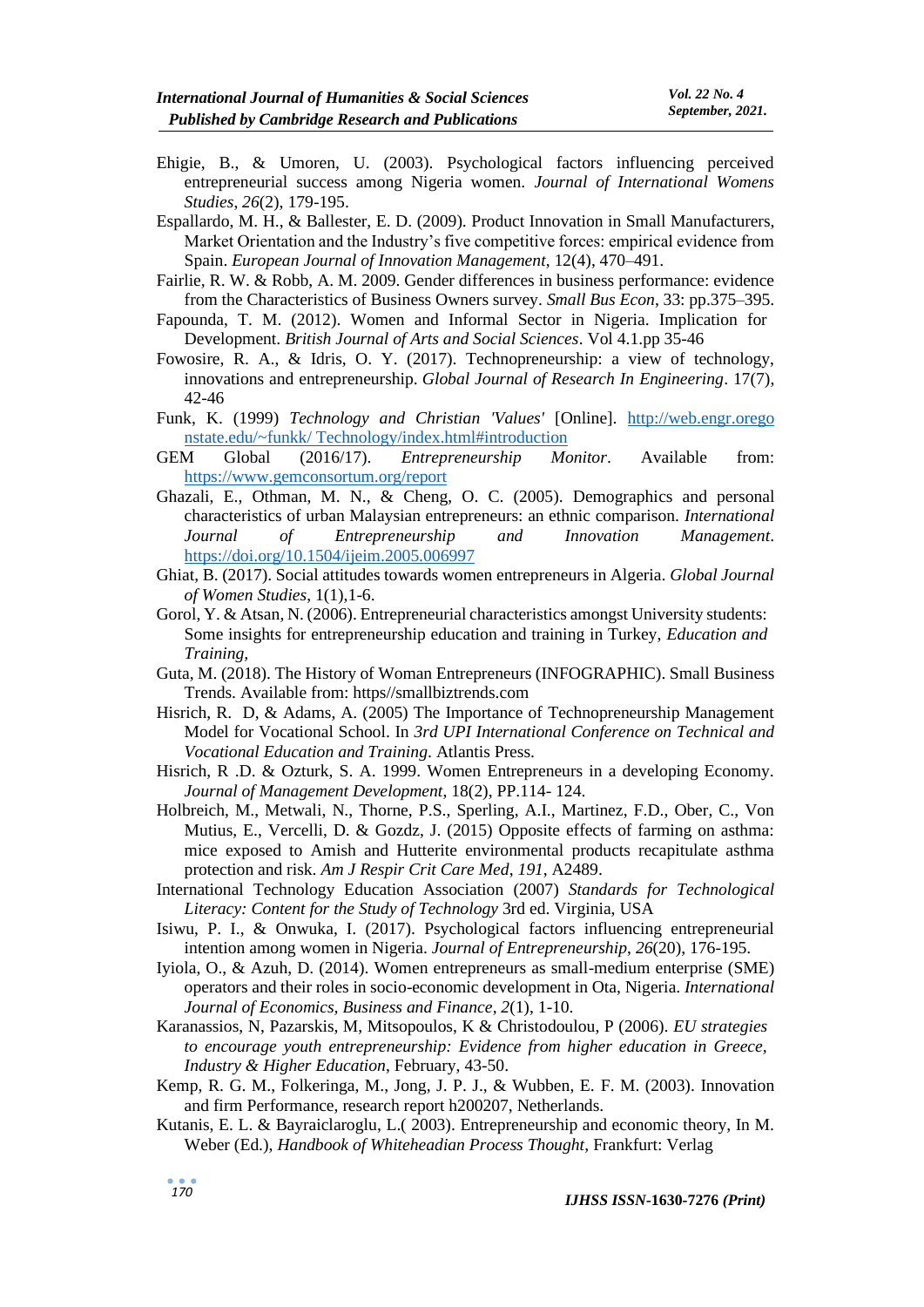Ehigie, B., & Umoren, U. (2003). Psychological factors influencing perceived entrepreneurial success among Nigeria women. *Journal of International Womens Studies*, *26*(2), 179-195.

Espallardo, M. H., & Ballester, E. D. (2009). Product Innovation in Small Manufacturers, Market Orientation and the Industry's five competitive forces: empirical evidence from Spain. *European Journal of Innovation Management*, 12(4), 470–491.

Fairlie, R. W. & Robb, A. M. 2009. Gender differences in business performance: evidence from the Characteristics of Business Owners survey. *Small Bus Econ*, 33: pp.375–395.

Fapounda, T. M. (2012). Women and Informal Sector in Nigeria. Implication for Development. *British Journal of Arts and Social Sciences*. Vol 4.1.pp 35-46

Fowosire, R. A., & Idris, O. Y. (2017). Technopreneurship: a view of technology, innovations and entrepreneurship. *Global Journal of Research In Engineering*. 17(7), 42-46

Funk, K. (1999) *Technology and Christian 'Values'* [Online]. http://web.engr.oregonstate.edu/~funkk/ Technology/index.html#introduction

GEM Global (2016/17). *Entrepreneurship Monitor*. Available from: https://www.gemconsortum.org/report

Ghazali, E., Othman, M. N., & Cheng, O. C. (2005). Demographics and personal characteristics of urban Malaysian entrepreneurs: an ethnic comparison. *International Journal of Entrepreneurship and Innovation Management*. https://doi.org/10.1504/ijeim.2005.006997

Ghiat, B. (2017). Social attitudes towards women entrepreneurs in Algeria. *Global Journal of Women Studies*, 1(1),1-6.

Gorol, Y. & Atsan, N. (2006). Entrepreneurial characteristics amongst University students: Some insights for entrepreneurship education and training in Turkey, *Education and Training*,

Guta, M. (2018). The History of Woman Entrepreneurs (INFOGRAPHIC). Small Business Trends. Available from: https//smallbiztrends.com

Hisrich, R. D, & Adams, A. (2005) The Importance of Technopreneurship Management Model for Vocational School. In *3rd UPI International Conference on Technical and Vocational Education and Training*. Atlantis Press.

Hisrich, R .D. & Ozturk, S. A. 1999. Women Entrepreneurs in a developing Economy. *Journal of Management Development*, 18(2), PP.114- 124.

Holbreich, M., Metwali, N., Thorne, P.S., Sperling, A.I., Martinez, F.D., Ober, C., Von Mutius, E., Vercelli, D. & Gozdz, J. (2015) Opposite effects of farming on asthma: mice exposed to Amish and Hutterite environmental products recapitulate asthma protection and risk. *Am J Respir Crit Care Med*, *191*, A2489.

International Technology Education Association (2007) *Standards for Technological Literacy: Content for the Study of Technology* 3rd ed. Virginia, USA

Isiwu, P. I., & Onwuka, I. (2017). Psychological factors influencing entrepreneurial intention among women in Nigeria. *Journal of Entrepreneurship*, *26*(20), 176-195.

Iyiola, O., & Azuh, D. (2014). Women entrepreneurs as small-medium enterprise (SME) operators and their roles in socio-economic development in Ota, Nigeria. *International Journal of Economics, Business and Finance*, *2*(1), 1-10.

Karanassios, N, Pazarskis, M, Mitsopoulos, K & Christodoulou, P (2006). *EU strategies to encourage youth entrepreneurship: Evidence from higher education in Greece, Industry & Higher Education*, February, 43-50.

Kemp, R. G. M., Folkeringa, M., Jong, J. P. J., & Wubben, E. F. M. (2003). Innovation and firm Performance, research report h200207, Netherlands.

Kutanis, E. L. & Bayraiclaroglu, L.( 2003). Entrepreneurship and economic theory, In M. Weber (Ed.), *Handbook of Whiteheadian Process Thought*, Frankfurt: Verlag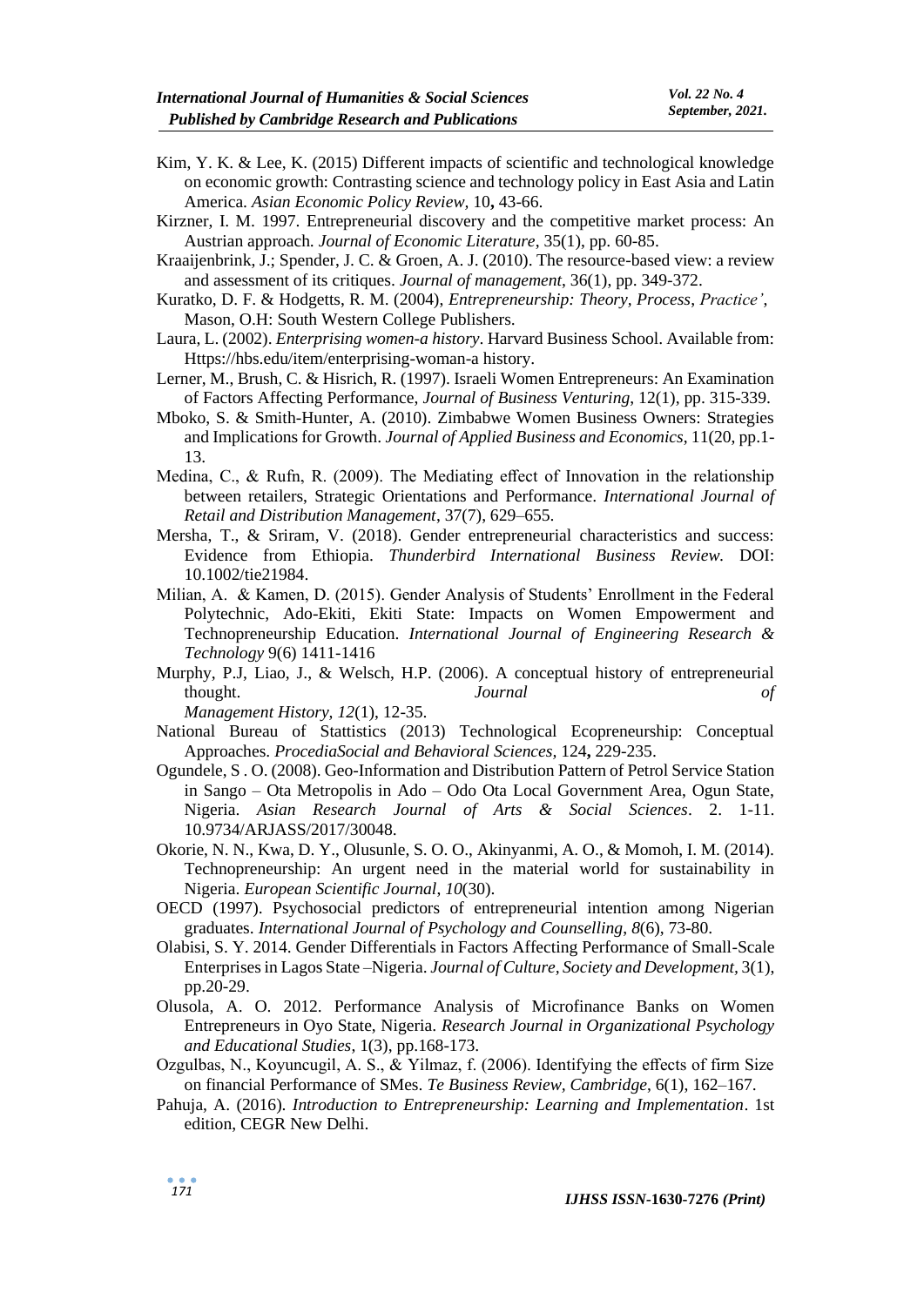Kim, Y. K. & Lee, K. (2015) Different impacts of scientific and technological knowledge on economic growth: Contrasting science and technology policy in East Asia and Latin America. *Asian Economic Policy Review,* 10**,** 43-66.

Kirzner, I. M. 1997. Entrepreneurial discovery and the competitive market process: An Austrian approach*. Journal of Economic Literature*, 35(1), pp. 60-85.

Kraaijenbrink, J.; Spender, J. C. & Groen, A. J. (2010). The resource-based view: a review and assessment of its critiques. *Journal of management*, 36(1), pp. 349-372.

Kuratko, D. F. & Hodgetts, R. M. (2004), *Entrepreneurship: Theory, Process*, *Practice'*, Mason, O.H: South Western College Publishers.

Laura, L. (2002). *Enterprising women-a history*. Harvard Business School. Available from: Https://hbs.edu/item/enterprising-woman-a history.

Lerner, M., Brush, C. & Hisrich, R. (1997). Israeli Women Entrepreneurs: An Examination of Factors Affecting Performance, *Journal of Business Venturing*, 12(1), pp. 315-339.

Mboko, S. & Smith-Hunter, A. (2010). Zimbabwe Women Business Owners: Strategies and Implications for Growth. *Journal of Applied Business and Economics*, 11(20, pp.1-13.

Medina, C., & Rufn, R. (2009). The Mediating effect of Innovation in the relationship between retailers, Strategic Orientations and Performance. *International Journal of Retail and Distribution Management*, 37(7), 629–655.

Mersha, T., & Sriram, V. (2018). Gender entrepreneurial characteristics and success: Evidence from Ethiopia. *Thunderbird International Business Review.* DOI: 10.1002/tie21984.

Milian, A. & Kamen, D. (2015). Gender Analysis of Students' Enrollment in the Federal Polytechnic, Ado-Ekiti, Ekiti State: Impacts on Women Empowerment and Technopreneurship Education. *International Journal of Engineering Research & Technology* 9(6) 1411-1416

Murphy, P.J, Liao, J., & Welsch, H.P. (2006). A conceptual history of entrepreneurial thought. *Journal of Management History, 12*(1), 12-35.

National Bureau of Stattistics (2013) Technological Ecopreneurship: Conceptual Approaches. *ProcediaSocial and Behavioral Sciences,* 124**,** 229-235.

Ogundele, S . O. (2008). Geo-Information and Distribution Pattern of Petrol Service Station in Sango – Ota Metropolis in Ado – Odo Ota Local Government Area, Ogun State, Nigeria. *Asian Research Journal of Arts & Social Sciences*. 2. 1-11. 10.9734/ARJASS/2017/30048.

Okorie, N. N., Kwa, D. Y., Olusunle, S. O. O., Akinyanmi, A. O., & Momoh, I. M. (2014). Technopreneurship: An urgent need in the material world for sustainability in Nigeria. *European Scientific Journal*, *10*(30).

OECD (1997). Psychosocial predictors of entrepreneurial intention among Nigerian graduates. *International Journal of Psychology and Counselling*, *8*(6), 73-80.

Olabisi, S. Y. 2014. Gender Differentials in Factors Affecting Performance of Small-Scale Enterprises in Lagos State –Nigeria. *Journal of Culture, Society and Development,* 3(1), pp.20-29.

Olusola, A. O. 2012. Performance Analysis of Microfinance Banks on Women Entrepreneurs in Oyo State, Nigeria. *Research Journal in Organizational Psychology and Educational Studies*, 1(3), pp.168-173.

Ozgulbas, N., Koyuncugil, A. S., & Yilmaz, f. (2006). Identifying the effects of firm Size on financial Performance of SMes. *Te Business Review, Cambridge*, 6(1), 162–167.

Pahuja, A. (2016). *Introduction to Entrepreneurship: Learning and Implementation*. 1st edition, CEGR New Delhi.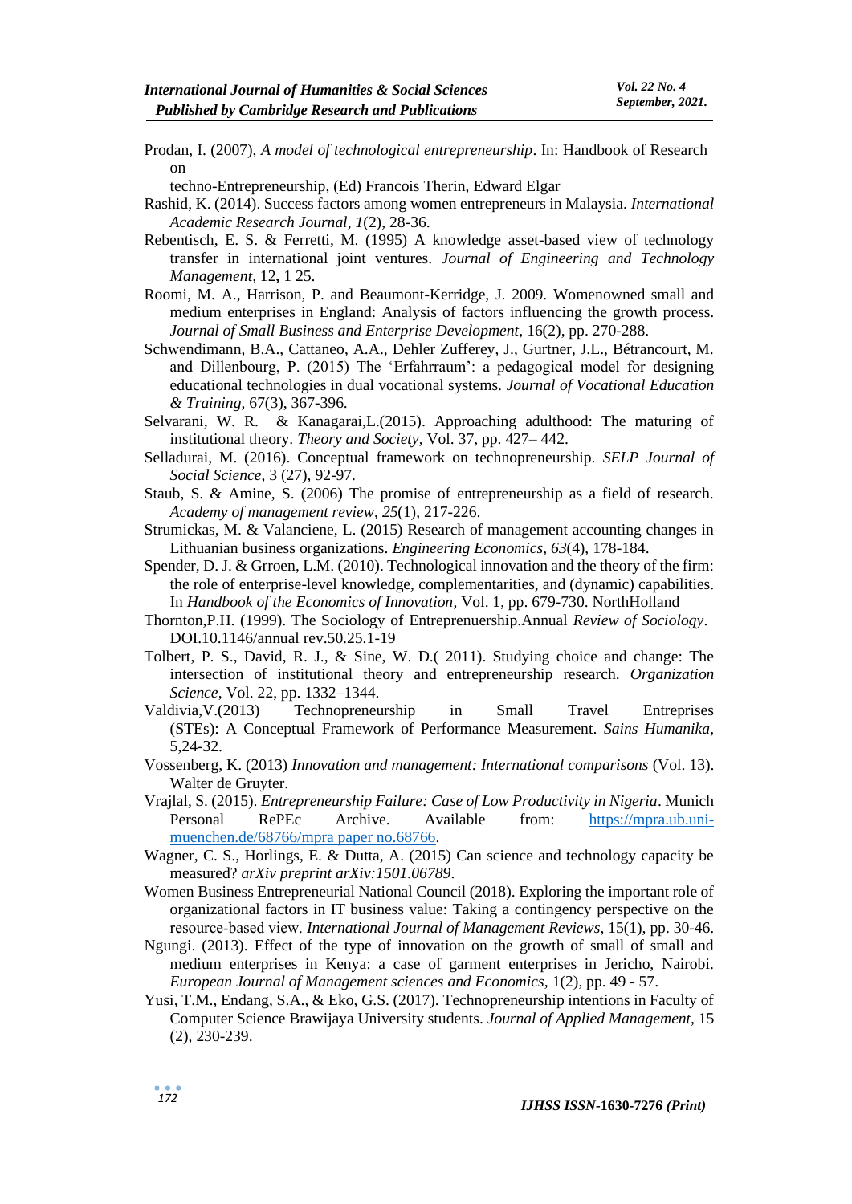Prodan, I. (2007), *A model of technological entrepreneurship*. In: Handbook of Research on

techno-Entrepreneurship, (Ed) Francois Therin, Edward Elgar

Rashid, K. (2014). Success factors among women entrepreneurs in Malaysia. *International Academic Research Journal*, *1*(2), 28-36.

Rebentisch, E. S. & Ferretti, M. (1995) A knowledge asset-based view of technology transfer in international joint ventures. *Journal of Engineering and Technology Management*, 12**,** 1 25.

Roomi, M. A., Harrison, P. and Beaumont-Kerridge, J. 2009. Womenowned small and medium enterprises in England: Analysis of factors influencing the growth process. *Journal of Small Business and Enterprise Development*, 16(2), pp. 270-288.

Schwendimann, B.A., Cattaneo, A.A., Dehler Zufferey, J., Gurtner, J.L., Bétrancourt, M. and Dillenbourg, P. (2015) The 'Erfahrraum': a pedagogical model for designing educational technologies in dual vocational systems. *Journal of Vocational Education & Training*, 67(3), 367-396.

Selvarani, W. R. & Kanagarai,L.(2015). Approaching adulthood: The maturing of institutional theory. *Theory and Society*, Vol. 37, pp. 427– 442.

Selladurai, M. (2016). Conceptual framework on technopreneurship. *SELP Journal of Social Science*, 3 (27), 92-97.

Staub, S. & Amine, S. (2006) The promise of entrepreneurship as a field of research. *Academy of management review*, *25*(1), 217-226.

Strumickas, M. & Valanciene, L. (2015) Research of management accounting changes in Lithuanian business organizations. *Engineering Economics*, *63*(4), 178-184.

Spender, D. J. & Grroen, L.M. (2010). Technological innovation and the theory of the firm: the role of enterprise-level knowledge, complementarities, and (dynamic) capabilities. In *Handbook of the Economics of Innovation*, Vol. 1, pp. 679-730. NorthHolland

Thornton,P.H. (1999). The Sociology of Entreprenuership.Annual *Review of Sociology*. DOI.10.1146/annual rev.50.25.1-19

Tolbert, P. S., David, R. J., & Sine, W. D.( 2011). Studying choice and change: The intersection of institutional theory and entrepreneurship research. *Organization Science*, Vol. 22, pp. 1332–1344.

Valdivia,V.(2013) Technopreneurship in Small Travel Entreprises (STEs): A Conceptual Framework of Performance Measurement. *Sains Humanika,* 5,24-32.

Vossenberg, K. (2013) *Innovation and management: International comparisons* (Vol. 13). Walter de Gruyter.

Vrajlal, S. (2015). *Entrepreneurship Failure: Case of Low Productivity in Nigeria*. Munich Personal RePEc Archive. Available from: https://mpra.ub.uni-muenchen.de/68766/mpra paper no.68766.

Wagner, C. S., Horlings, E. & Dutta, A. (2015) Can science and technology capacity be measured? *arXiv preprint arXiv:1501.06789*.

Women Business Entrepreneurial National Council (2018). Exploring the important role of organizational factors in IT business value: Taking a contingency perspective on the resource-based view. *International Journal of Management Reviews*, 15(1), pp. 30-46.

Ngungi. (2013). Effect of the type of innovation on the growth of small of small and medium enterprises in Kenya: a case of garment enterprises in Jericho, Nairobi. *European Journal of Management sciences and Economics*, 1(2), pp. 49 - 57.

Yusi, T.M., Endang, S.A., & Eko, G.S. (2017). Technopreneurship intentions in Faculty of Computer Science Brawijaya University students. *Journal of Applied Management*, 15 (2), 230-239.